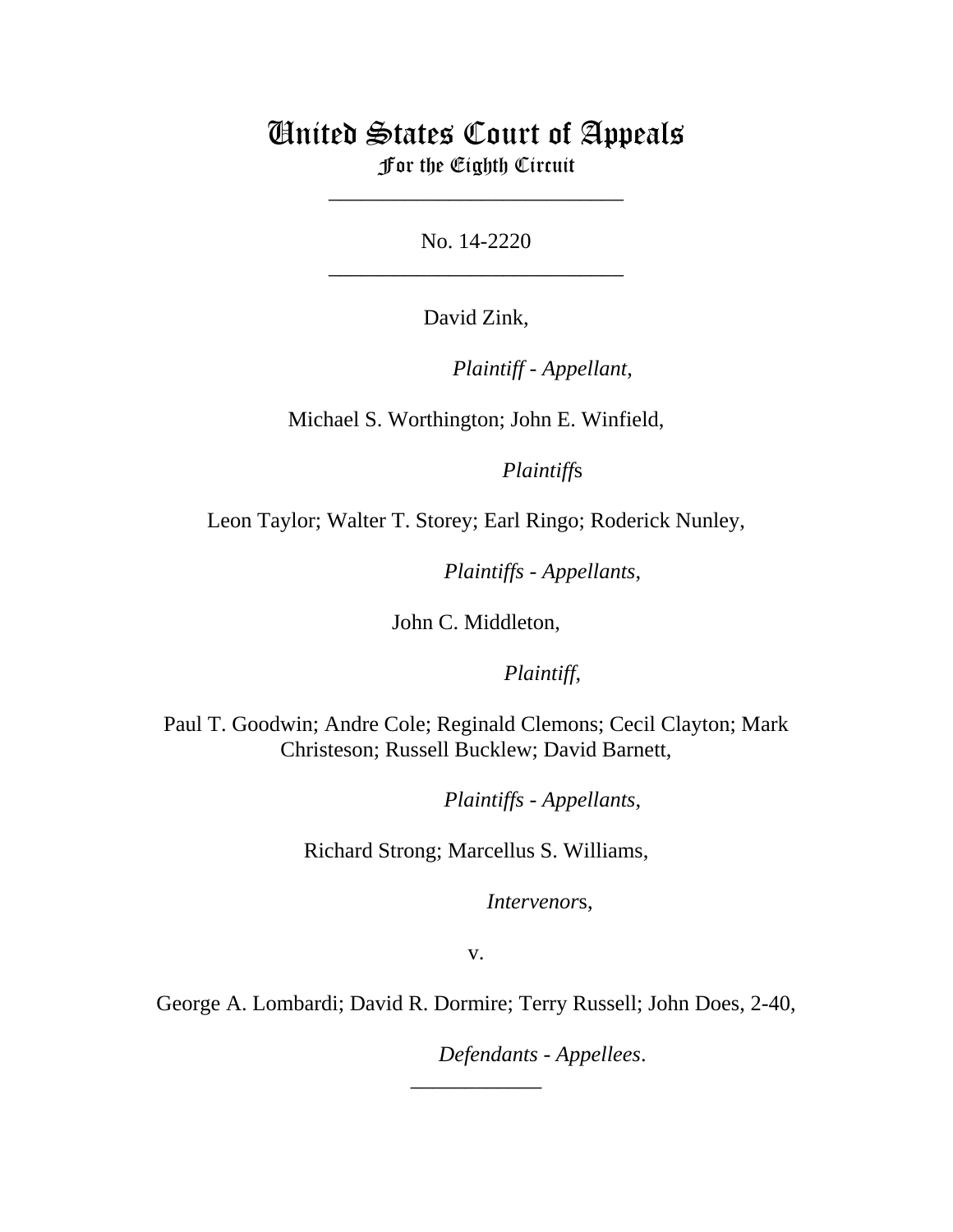# United States Court of Appeals
## For the Eighth Circuit

___________________________

No. 14-2220

___________________________

David Zink,

*Plaintiff - Appellant*,

Michael S. Worthington; John E. Winfield,

*Plaintiff*s

Leon Taylor; Walter T. Storey; Earl Ringo; Roderick Nunley,

*Plaintiffs - Appellants*,

John C. Middleton,

*Plaintiff*,

Paul T. Goodwin; Andre Cole; Reginald Clemons; Cecil Clayton; Mark Christeson; Russell Bucklew; David Barnett,

*Plaintiffs - Appellants*,

Richard Strong; Marcellus S. Williams,

*Intervenor*s,

v.

George A. Lombardi; David R. Dormire; Terry Russell; John Does, 2-40,

*Defendants - Appellees*.

____________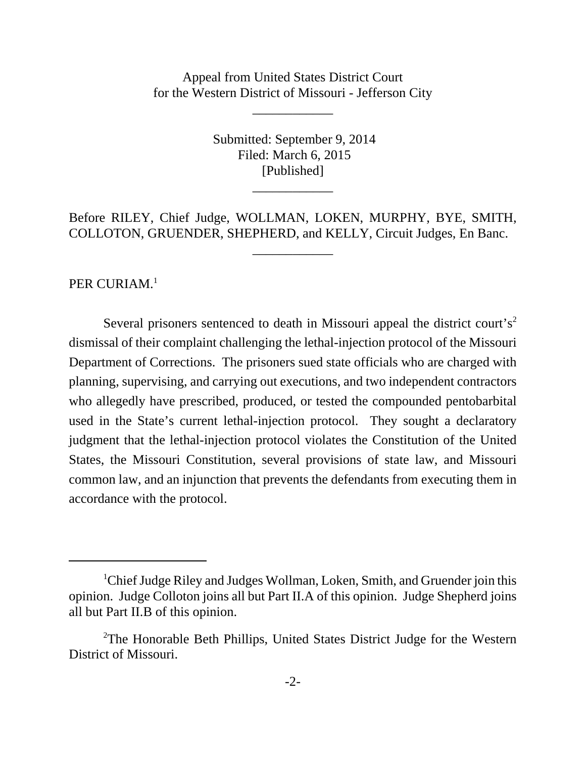Appeal from United States District Court
for the Western District of Missouri - Jefferson City

---

Submitted: September 9, 2014
Filed: March 6, 2015
[Published]

---

Before RILEY, Chief Judge, WOLLMAN, LOKEN, MURPHY, BYE, SMITH, COLLOTON, GRUENDER, SHEPHERD, and KELLY, Circuit Judges, En Banc.

---

PER CURIAM.[1]

Several prisoners sentenced to death in Missouri appeal the district court's[2] dismissal of their complaint challenging the lethal-injection protocol of the Missouri Department of Corrections. The prisoners sued state officials who are charged with planning, supervising, and carrying out executions, and two independent contractors who allegedly have prescribed, produced, or tested the compounded pentobarbital used in the State's current lethal-injection protocol. They sought a declaratory judgment that the lethal-injection protocol violates the Constitution of the United States, the Missouri Constitution, several provisions of state law, and Missouri common law, and an injunction that prevents the defendants from executing them in accordance with the protocol.

---

[1] Chief Judge Riley and Judges Wollman, Loken, Smith, and Gruender join this opinion. Judge Colloton joins all but Part II.A of this opinion. Judge Shepherd joins all but Part II.B of this opinion.

[2] The Honorable Beth Phillips, United States District Judge for the Western District of Missouri.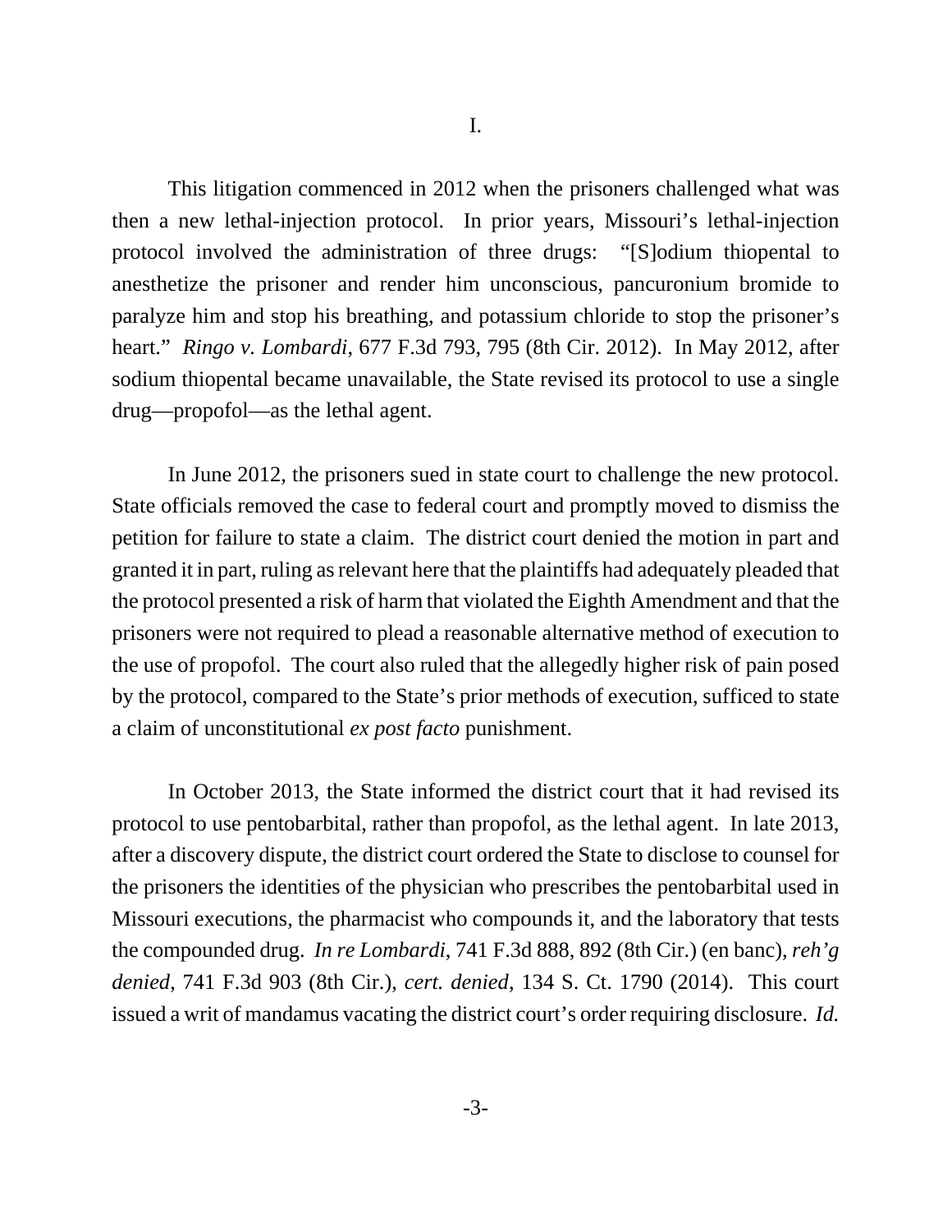I.

This litigation commenced in 2012 when the prisoners challenged what was then a new lethal-injection protocol. In prior years, Missouri's lethal-injection protocol involved the administration of three drugs: "[S]odium thiopental to anesthetize the prisoner and render him unconscious, pancuronium bromide to paralyze him and stop his breathing, and potassium chloride to stop the prisoner's heart." *Ringo v. Lombardi*, 677 F.3d 793, 795 (8th Cir. 2012). In May 2012, after sodium thiopental became unavailable, the State revised its protocol to use a single drug—propofol—as the lethal agent.

In June 2012, the prisoners sued in state court to challenge the new protocol. State officials removed the case to federal court and promptly moved to dismiss the petition for failure to state a claim. The district court denied the motion in part and granted it in part, ruling as relevant here that the plaintiffs had adequately pleaded that the protocol presented a risk of harm that violated the Eighth Amendment and that the prisoners were not required to plead a reasonable alternative method of execution to the use of propofol. The court also ruled that the allegedly higher risk of pain posed by the protocol, compared to the State's prior methods of execution, sufficed to state a claim of unconstitutional *ex post facto* punishment.

In October 2013, the State informed the district court that it had revised its protocol to use pentobarbital, rather than propofol, as the lethal agent. In late 2013, after a discovery dispute, the district court ordered the State to disclose to counsel for the prisoners the identities of the physician who prescribes the pentobarbital used in Missouri executions, the pharmacist who compounds it, and the laboratory that tests the compounded drug. *In re Lombardi*, 741 F.3d 888, 892 (8th Cir.) (en banc), *reh'g denied*, 741 F.3d 903 (8th Cir.), *cert. denied*, 134 S. Ct. 1790 (2014). This court issued a writ of mandamus vacating the district court's order requiring disclosure. *Id.*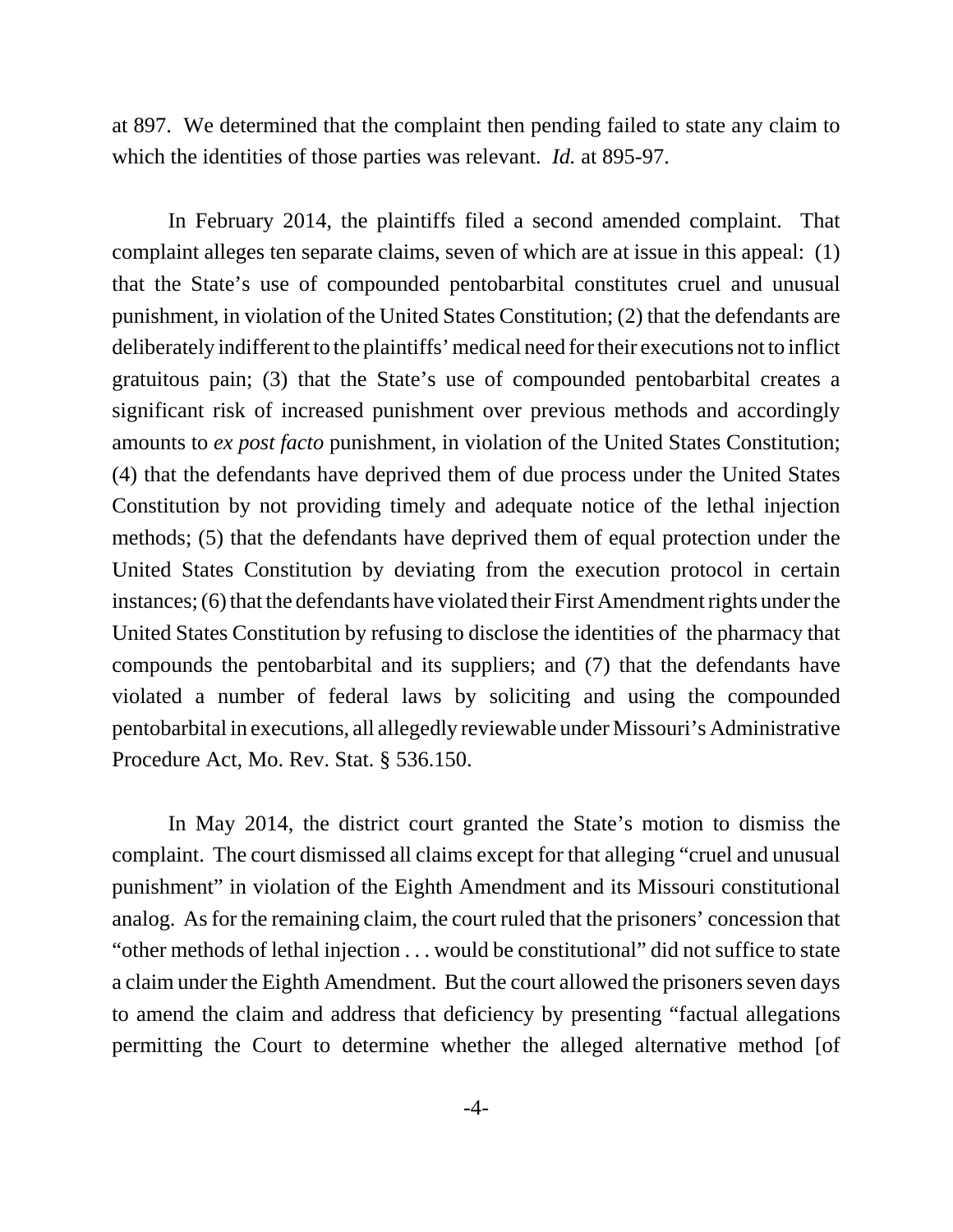at 897. We determined that the complaint then pending failed to state any claim to which the identities of those parties was relevant. *Id.* at 895-97.

In February 2014, the plaintiffs filed a second amended complaint. That complaint alleges ten separate claims, seven of which are at issue in this appeal: (1) that the State's use of compounded pentobarbital constitutes cruel and unusual punishment, in violation of the United States Constitution; (2) that the defendants are deliberately indifferent to the plaintiffs' medical need for their executions not to inflict gratuitous pain; (3) that the State's use of compounded pentobarbital creates a significant risk of increased punishment over previous methods and accordingly amounts to *ex post facto* punishment, in violation of the United States Constitution; (4) that the defendants have deprived them of due process under the United States Constitution by not providing timely and adequate notice of the lethal injection methods; (5) that the defendants have deprived them of equal protection under the United States Constitution by deviating from the execution protocol in certain instances; (6) that the defendants have violated their First Amendment rights under the United States Constitution by refusing to disclose the identities of the pharmacy that compounds the pentobarbital and its suppliers; and (7) that the defendants have violated a number of federal laws by soliciting and using the compounded pentobarbital in executions, all allegedly reviewable under Missouri's Administrative Procedure Act, Mo. Rev. Stat. § 536.150.

In May 2014, the district court granted the State's motion to dismiss the complaint. The court dismissed all claims except for that alleging "cruel and unusual punishment" in violation of the Eighth Amendment and its Missouri constitutional analog. As for the remaining claim, the court ruled that the prisoners' concession that "other methods of lethal injection . . . would be constitutional" did not suffice to state a claim under the Eighth Amendment. But the court allowed the prisoners seven days to amend the claim and address that deficiency by presenting "factual allegations permitting the Court to determine whether the alleged alternative method [of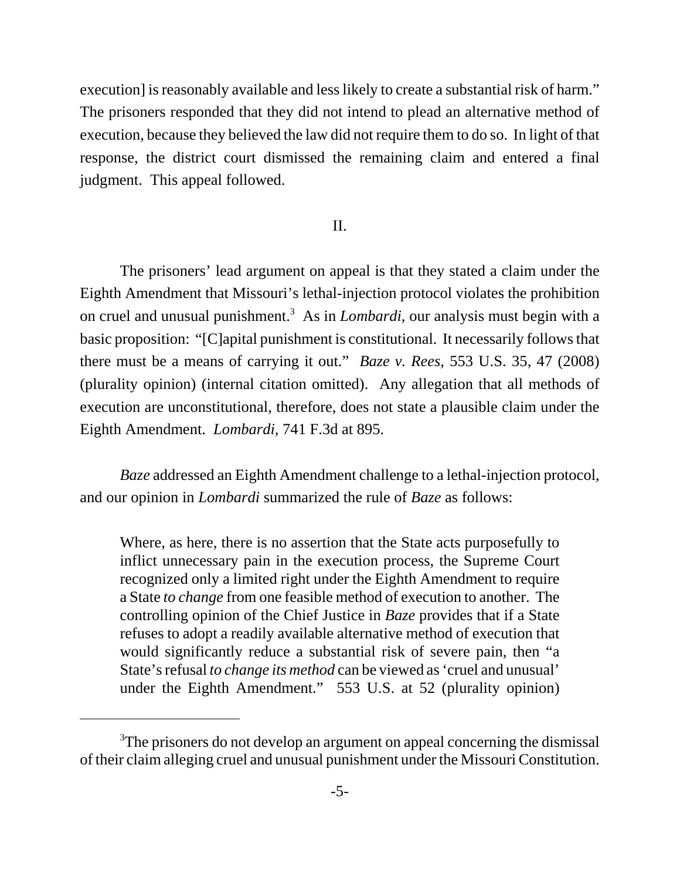execution] is reasonably available and less likely to create a substantial risk of harm." The prisoners responded that they did not intend to plead an alternative method of execution, because they believed the law did not require them to do so. In light of that response, the district court dismissed the remaining claim and entered a final judgment. This appeal followed.

## II.

The prisoners' lead argument on appeal is that they stated a claim under the Eighth Amendment that Missouri's lethal-injection protocol violates the prohibition on cruel and unusual punishment.[3] As in *Lombardi*, our analysis must begin with a basic proposition: "[C]apital punishment is constitutional. It necessarily follows that there must be a means of carrying it out." *Baze v. Rees*, 553 U.S. 35, 47 (2008) (plurality opinion) (internal citation omitted). Any allegation that all methods of execution are unconstitutional, therefore, does not state a plausible claim under the Eighth Amendment. *Lombardi*, 741 F.3d at 895.

*Baze* addressed an Eighth Amendment challenge to a lethal-injection protocol, and our opinion in *Lombardi* summarized the rule of *Baze* as follows:

> Where, as here, there is no assertion that the State acts purposefully to inflict unnecessary pain in the execution process, the Supreme Court recognized only a limited right under the Eighth Amendment to require a State *to change* from one feasible method of execution to another. The controlling opinion of the Chief Justice in *Baze* provides that if a State refuses to adopt a readily available alternative method of execution that would significantly reduce a substantial risk of severe pain, then "a State's refusal *to change its method* can be viewed as 'cruel and unusual' under the Eighth Amendment." 553 U.S. at 52 (plurality opinion)

[3] The prisoners do not develop an argument on appeal concerning the dismissal of their claim alleging cruel and unusual punishment under the Missouri Constitution.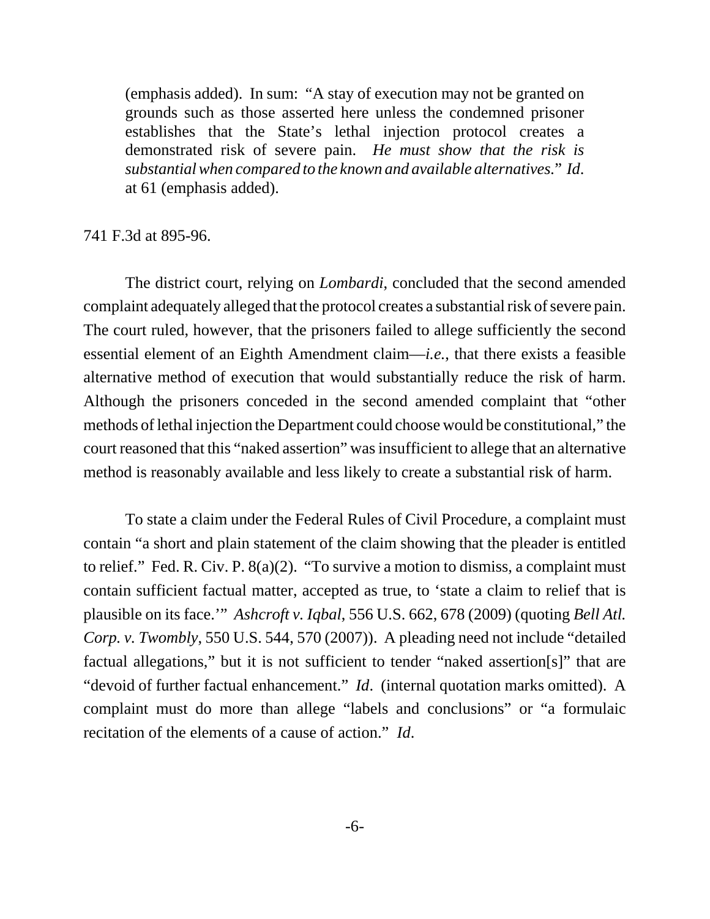(emphasis added). In sum: "A stay of execution may not be granted on grounds such as those asserted here unless the condemned prisoner establishes that the State's lethal injection protocol creates a demonstrated risk of severe pain. *He must show that the risk is substantial when compared to the known and available alternatives.*" *Id*. at 61 (emphasis added).

741 F.3d at 895-96.

The district court, relying on *Lombardi*, concluded that the second amended complaint adequately alleged that the protocol creates a substantial risk of severe pain. The court ruled, however, that the prisoners failed to allege sufficiently the second essential element of an Eighth Amendment claim—*i.e.*, that there exists a feasible alternative method of execution that would substantially reduce the risk of harm. Although the prisoners conceded in the second amended complaint that "other methods of lethal injection the Department could choose would be constitutional," the court reasoned that this "naked assertion" was insufficient to allege that an alternative method is reasonably available and less likely to create a substantial risk of harm.

To state a claim under the Federal Rules of Civil Procedure, a complaint must contain "a short and plain statement of the claim showing that the pleader is entitled to relief." Fed. R. Civ. P. 8(a)(2). "To survive a motion to dismiss, a complaint must contain sufficient factual matter, accepted as true, to 'state a claim to relief that is plausible on its face.'" *Ashcroft v. Iqbal*, 556 U.S. 662, 678 (2009) (quoting *Bell Atl. Corp. v. Twombly*, 550 U.S. 544, 570 (2007)). A pleading need not include "detailed factual allegations," but it is not sufficient to tender "naked assertion[s]" that are "devoid of further factual enhancement." *Id*. (internal quotation marks omitted). A complaint must do more than allege "labels and conclusions" or "a formulaic recitation of the elements of a cause of action." *Id*.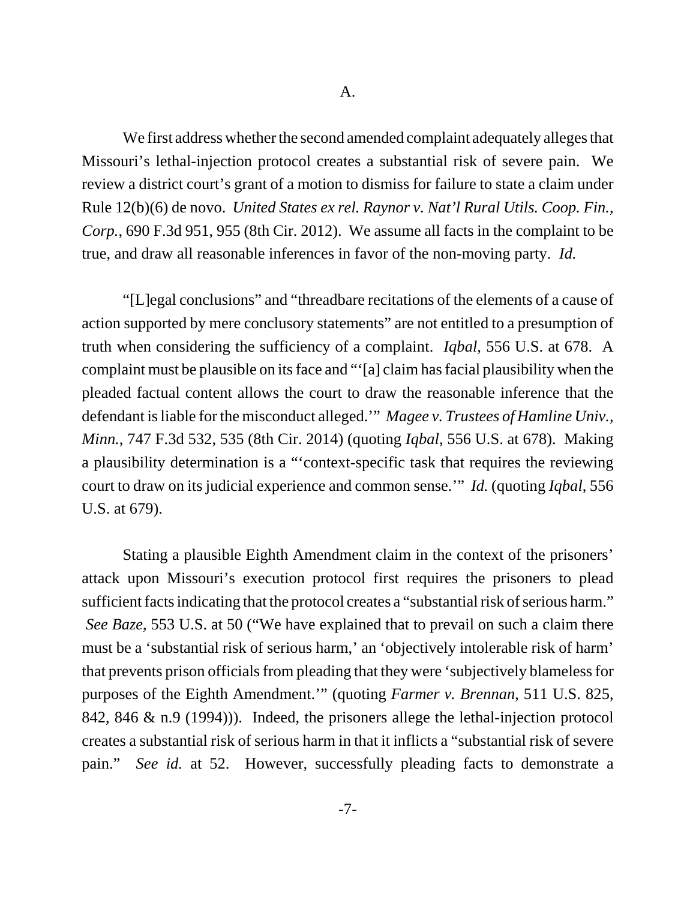A.

We first address whether the second amended complaint adequately alleges that Missouri's lethal-injection protocol creates a substantial risk of severe pain. We review a district court's grant of a motion to dismiss for failure to state a claim under Rule 12(b)(6) de novo. *United States ex rel. Raynor v. Nat'l Rural Utils. Coop. Fin., Corp.*, 690 F.3d 951, 955 (8th Cir. 2012). We assume all facts in the complaint to be true, and draw all reasonable inferences in favor of the non-moving party. *Id.*

"[L]egal conclusions" and "threadbare recitations of the elements of a cause of action supported by mere conclusory statements" are not entitled to a presumption of truth when considering the sufficiency of a complaint. *Iqbal*, 556 U.S. at 678. A complaint must be plausible on its face and "'[a] claim has facial plausibility when the pleaded factual content allows the court to draw the reasonable inference that the defendant is liable for the misconduct alleged.'" *Magee v. Trustees of Hamline Univ., Minn.*, 747 F.3d 532, 535 (8th Cir. 2014) (quoting *Iqbal*, 556 U.S. at 678). Making a plausibility determination is a "'context-specific task that requires the reviewing court to draw on its judicial experience and common sense.'" *Id.* (quoting *Iqbal*, 556 U.S. at 679).

Stating a plausible Eighth Amendment claim in the context of the prisoners' attack upon Missouri's execution protocol first requires the prisoners to plead sufficient facts indicating that the protocol creates a "substantial risk of serious harm." *See Baze*, 553 U.S. at 50 ("We have explained that to prevail on such a claim there must be a 'substantial risk of serious harm,' an 'objectively intolerable risk of harm' that prevents prison officials from pleading that they were 'subjectively blameless for purposes of the Eighth Amendment.'" (quoting *Farmer v. Brennan*, 511 U.S. 825, 842, 846 & n.9 (1994))). Indeed, the prisoners allege the lethal-injection protocol creates a substantial risk of serious harm in that it inflicts a "substantial risk of severe pain." *See id.* at 52. However, successfully pleading facts to demonstrate a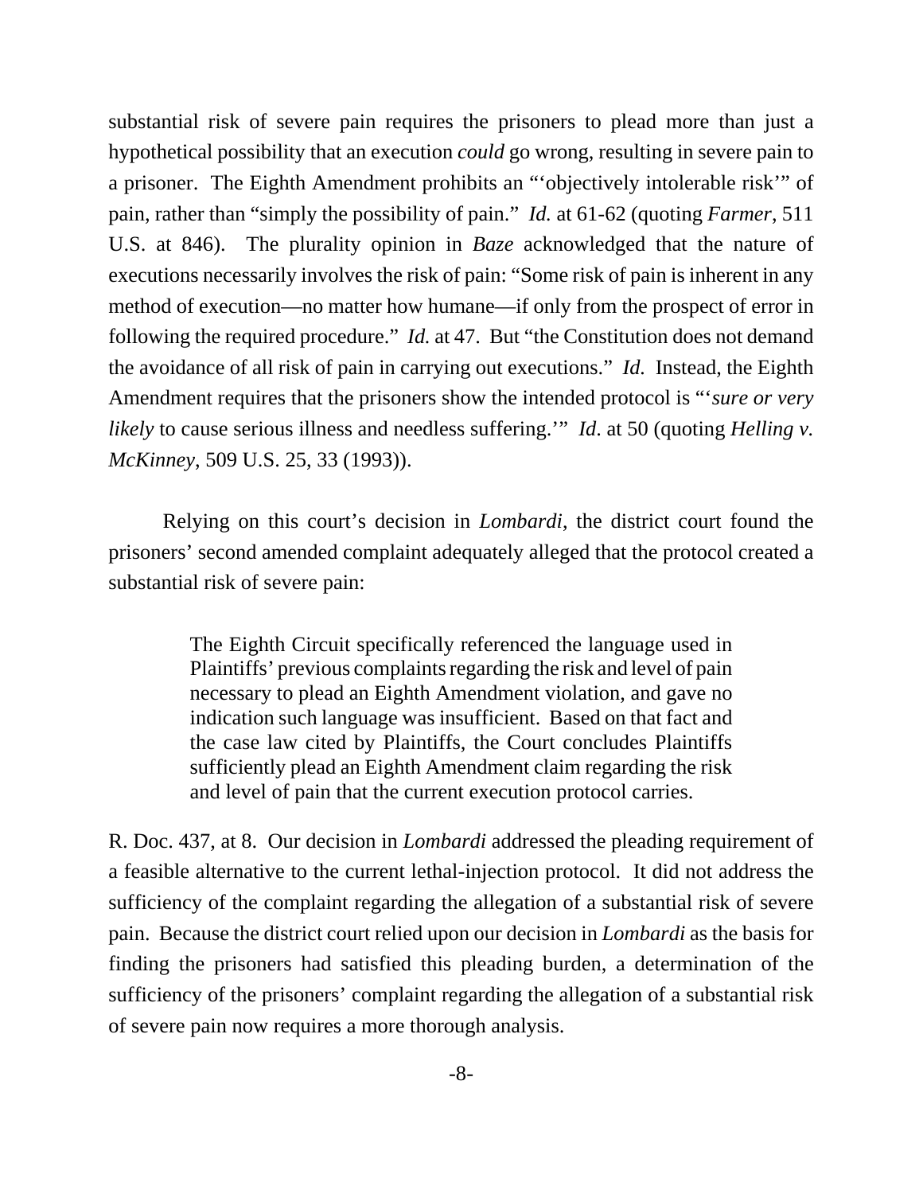substantial risk of severe pain requires the prisoners to plead more than just a hypothetical possibility that an execution *could* go wrong, resulting in severe pain to a prisoner. The Eighth Amendment prohibits an "'objectively intolerable risk'" of pain, rather than "simply the possibility of pain." *Id.* at 61-62 (quoting *Farmer*, 511 U.S. at 846). The plurality opinion in *Baze* acknowledged that the nature of executions necessarily involves the risk of pain: "Some risk of pain is inherent in any method of execution—no matter how humane—if only from the prospect of error in following the required procedure." *Id.* at 47. But "the Constitution does not demand the avoidance of all risk of pain in carrying out executions." *Id.* Instead, the Eighth Amendment requires that the prisoners show the intended protocol is "'*sure or very likely* to cause serious illness and needless suffering.'" *Id*. at 50 (quoting *Helling v. McKinney*, 509 U.S. 25, 33 (1993)).

Relying on this court's decision in *Lombardi*, the district court found the prisoners' second amended complaint adequately alleged that the protocol created a substantial risk of severe pain:

> The Eighth Circuit specifically referenced the language used in Plaintiffs' previous complaints regarding the risk and level of pain necessary to plead an Eighth Amendment violation, and gave no indication such language was insufficient. Based on that fact and the case law cited by Plaintiffs, the Court concludes Plaintiffs sufficiently plead an Eighth Amendment claim regarding the risk and level of pain that the current execution protocol carries.

R. Doc. 437, at 8. Our decision in *Lombardi* addressed the pleading requirement of a feasible alternative to the current lethal-injection protocol. It did not address the sufficiency of the complaint regarding the allegation of a substantial risk of severe pain. Because the district court relied upon our decision in *Lombardi* as the basis for finding the prisoners had satisfied this pleading burden, a determination of the sufficiency of the prisoners' complaint regarding the allegation of a substantial risk of severe pain now requires a more thorough analysis.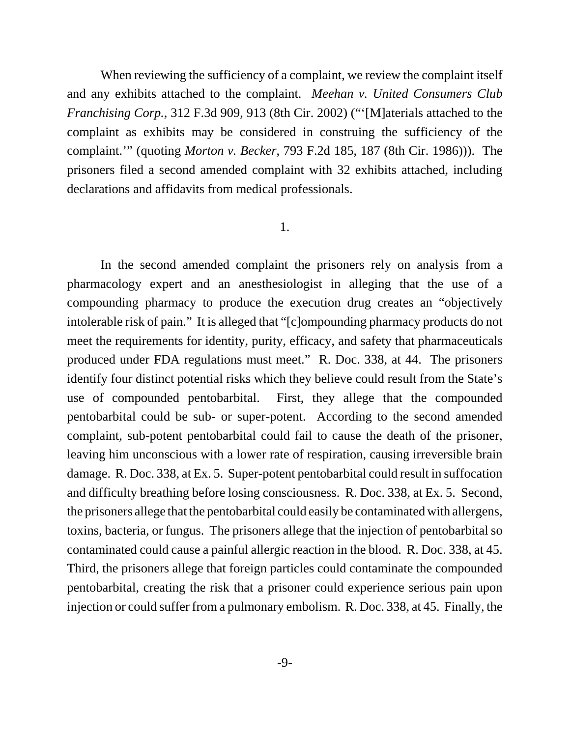When reviewing the sufficiency of a complaint, we review the complaint itself and any exhibits attached to the complaint. *Meehan v. United Consumers Club Franchising Corp.*, 312 F.3d 909, 913 (8th Cir. 2002) ("'[M]aterials attached to the complaint as exhibits may be considered in construing the sufficiency of the complaint.'" (quoting *Morton v. Becker*, 793 F.2d 185, 187 (8th Cir. 1986))). The prisoners filed a second amended complaint with 32 exhibits attached, including declarations and affidavits from medical professionals.

1.

In the second amended complaint the prisoners rely on analysis from a pharmacology expert and an anesthesiologist in alleging that the use of a compounding pharmacy to produce the execution drug creates an "objectively intolerable risk of pain." It is alleged that "[c]ompounding pharmacy products do not meet the requirements for identity, purity, efficacy, and safety that pharmaceuticals produced under FDA regulations must meet." R. Doc. 338, at 44. The prisoners identify four distinct potential risks which they believe could result from the State's use of compounded pentobarbital. First, they allege that the compounded pentobarbital could be sub- or super-potent. According to the second amended complaint, sub-potent pentobarbital could fail to cause the death of the prisoner, leaving him unconscious with a lower rate of respiration, causing irreversible brain damage. R. Doc. 338, at Ex. 5. Super-potent pentobarbital could result in suffocation and difficulty breathing before losing consciousness. R. Doc. 338, at Ex. 5. Second, the prisoners allege that the pentobarbital could easily be contaminated with allergens, toxins, bacteria, or fungus. The prisoners allege that the injection of pentobarbital so contaminated could cause a painful allergic reaction in the blood. R. Doc. 338, at 45. Third, the prisoners allege that foreign particles could contaminate the compounded pentobarbital, creating the risk that a prisoner could experience serious pain upon injection or could suffer from a pulmonary embolism. R. Doc. 338, at 45. Finally, the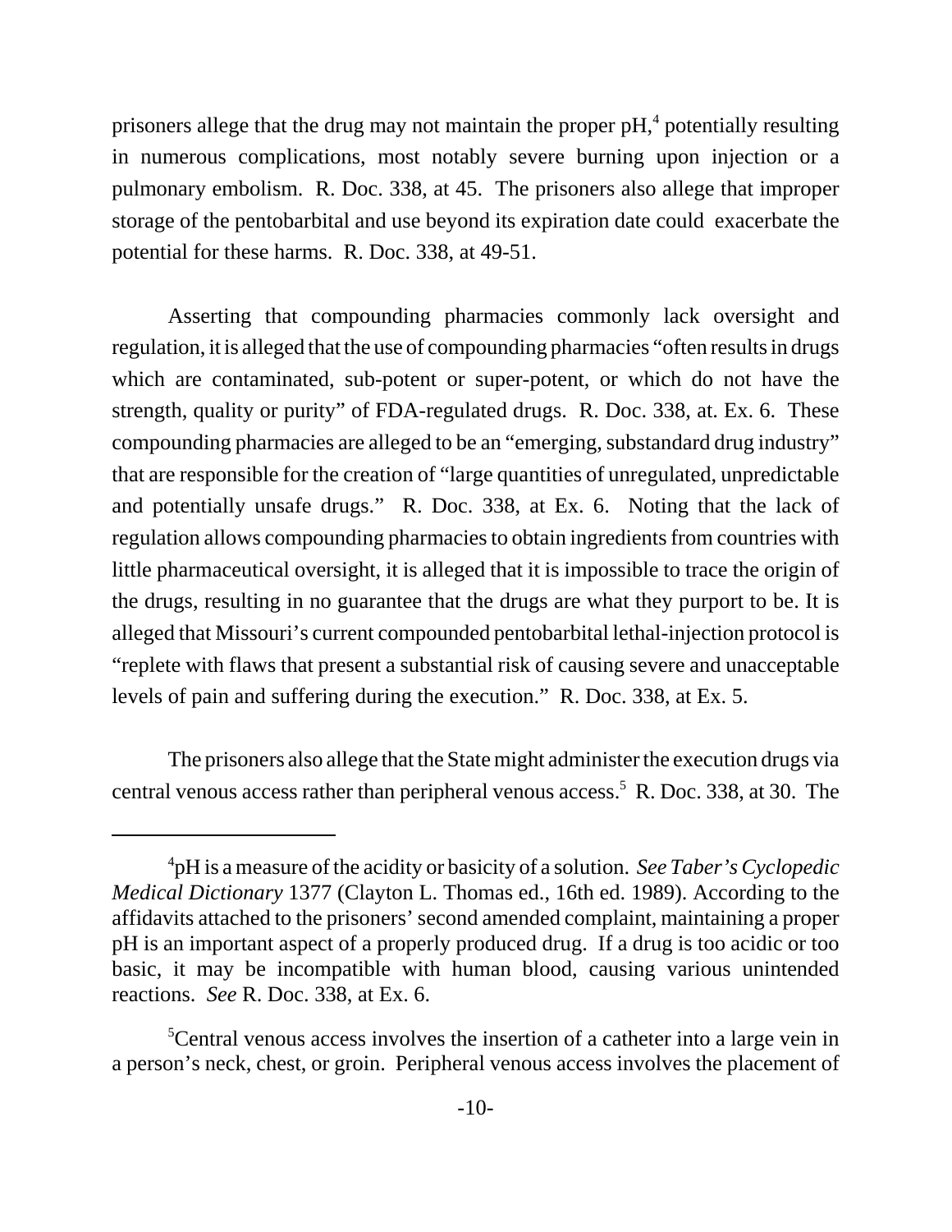prisoners allege that the drug may not maintain the proper pH,[4] potentially resulting in numerous complications, most notably severe burning upon injection or a pulmonary embolism. R. Doc. 338, at 45. The prisoners also allege that improper storage of the pentobarbital and use beyond its expiration date could exacerbate the potential for these harms. R. Doc. 338, at 49-51.

Asserting that compounding pharmacies commonly lack oversight and regulation, it is alleged that the use of compounding pharmacies "often results in drugs which are contaminated, sub-potent or super-potent, or which do not have the strength, quality or purity" of FDA-regulated drugs. R. Doc. 338, at. Ex. 6. These compounding pharmacies are alleged to be an "emerging, substandard drug industry" that are responsible for the creation of "large quantities of unregulated, unpredictable and potentially unsafe drugs." R. Doc. 338, at Ex. 6. Noting that the lack of regulation allows compounding pharmacies to obtain ingredients from countries with little pharmaceutical oversight, it is alleged that it is impossible to trace the origin of the drugs, resulting in no guarantee that the drugs are what they purport to be. It is alleged that Missouri's current compounded pentobarbital lethal-injection protocol is "replete with flaws that present a substantial risk of causing severe and unacceptable levels of pain and suffering during the execution." R. Doc. 338, at Ex. 5.

The prisoners also allege that the State might administer the execution drugs via central venous access rather than peripheral venous access.[5] R. Doc. 338, at 30. The

---

[4]pH is a measure of the acidity or basicity of a solution. *See Taber's Cyclopedic Medical Dictionary* 1377 (Clayton L. Thomas ed., 16th ed. 1989). According to the affidavits attached to the prisoners' second amended complaint, maintaining a proper pH is an important aspect of a properly produced drug. If a drug is too acidic or too basic, it may be incompatible with human blood, causing various unintended reactions. *See* R. Doc. 338, at Ex. 6.

[5]Central venous access involves the insertion of a catheter into a large vein in a person's neck, chest, or groin. Peripheral venous access involves the placement of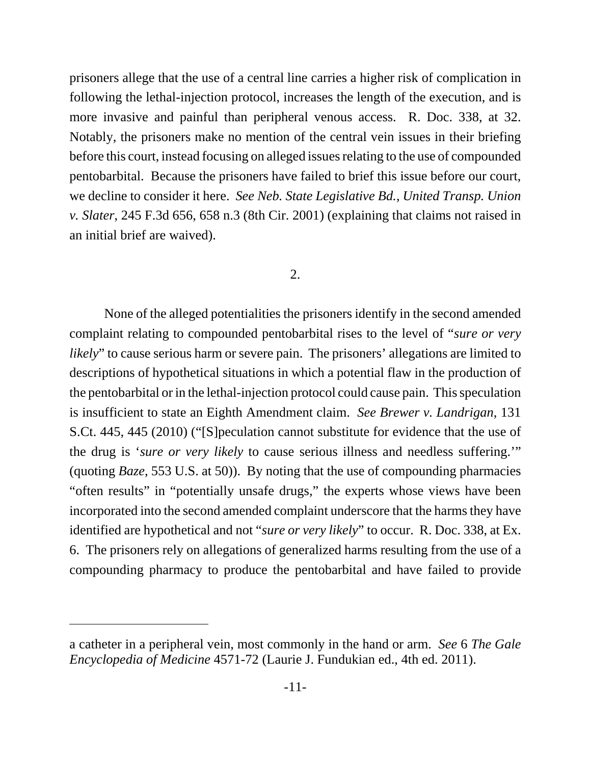prisoners allege that the use of a central line carries a higher risk of complication in following the lethal-injection protocol, increases the length of the execution, and is more invasive and painful than peripheral venous access. R. Doc. 338, at 32. Notably, the prisoners make no mention of the central vein issues in their briefing before this court, instead focusing on alleged issues relating to the use of compounded pentobarbital. Because the prisoners have failed to brief this issue before our court, we decline to consider it here. *See Neb. State Legislative Bd., United Transp. Union v. Slater*, 245 F.3d 656, 658 n.3 (8th Cir. 2001) (explaining that claims not raised in an initial brief are waived).

2.

None of the alleged potentialities the prisoners identify in the second amended complaint relating to compounded pentobarbital rises to the level of "*sure or very likely*" to cause serious harm or severe pain. The prisoners' allegations are limited to descriptions of hypothetical situations in which a potential flaw in the production of the pentobarbital or in the lethal-injection protocol could cause pain. This speculation is insufficient to state an Eighth Amendment claim. *See Brewer v. Landrigan*, 131 S.Ct. 445, 445 (2010) ("[S]peculation cannot substitute for evidence that the use of the drug is '*sure or very likely* to cause serious illness and needless suffering.'" (quoting *Baze*, 553 U.S. at 50)). By noting that the use of compounding pharmacies "often results" in "potentially unsafe drugs," the experts whose views have been incorporated into the second amended complaint underscore that the harms they have identified are hypothetical and not "*sure or very likely*" to occur. R. Doc. 338, at Ex. 6. The prisoners rely on allegations of generalized harms resulting from the use of a compounding pharmacy to produce the pentobarbital and have failed to provide

---

a catheter in a peripheral vein, most commonly in the hand or arm. *See* 6 *The Gale Encyclopedia of Medicine* 4571-72 (Laurie J. Fundukian ed., 4th ed. 2011).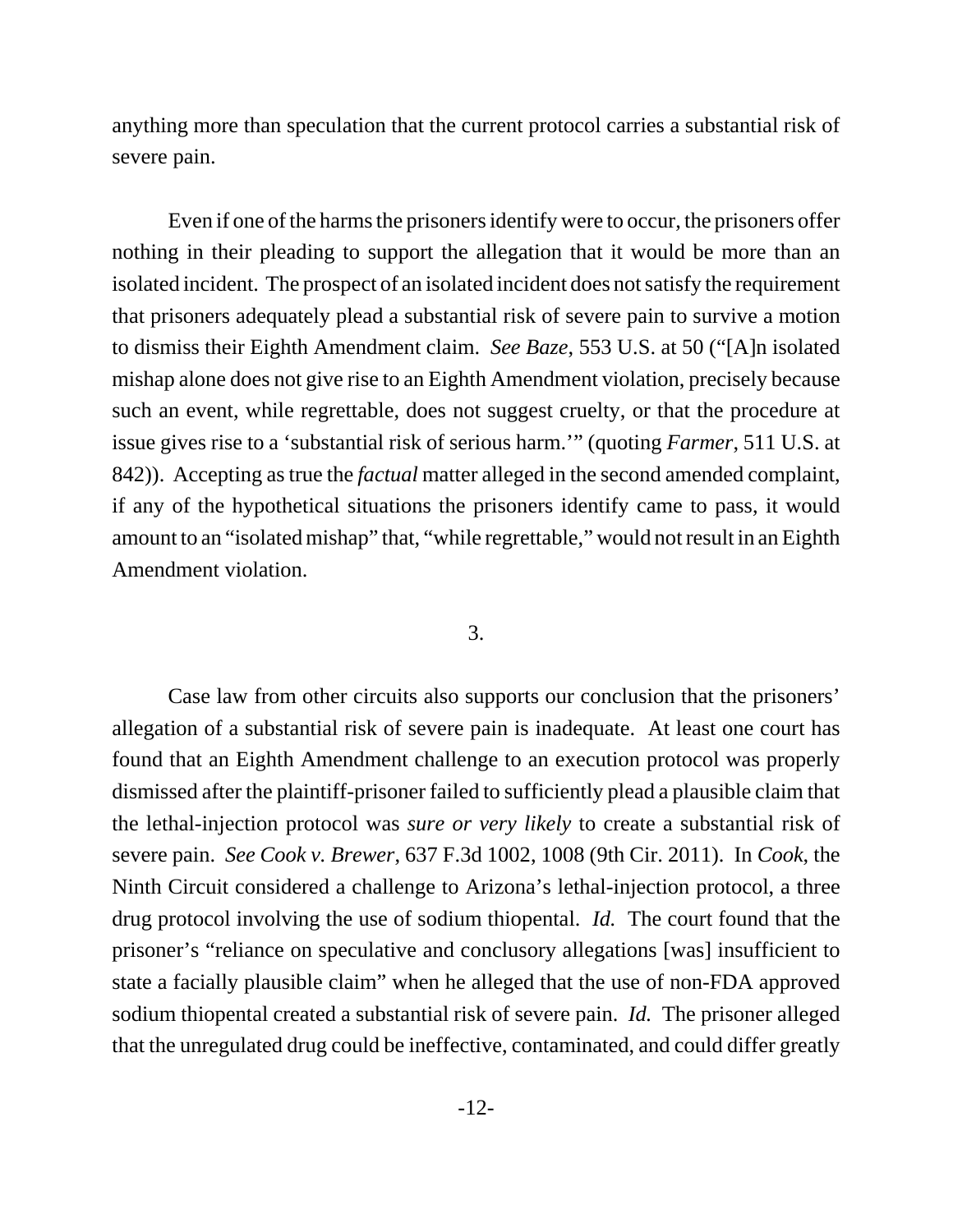anything more than speculation that the current protocol carries a substantial risk of severe pain.

Even if one of the harms the prisoners identify were to occur, the prisoners offer nothing in their pleading to support the allegation that it would be more than an isolated incident. The prospect of an isolated incident does not satisfy the requirement that prisoners adequately plead a substantial risk of severe pain to survive a motion to dismiss their Eighth Amendment claim. *See Baze*, 553 U.S. at 50 ("[A]n isolated mishap alone does not give rise to an Eighth Amendment violation, precisely because such an event, while regrettable, does not suggest cruelty, or that the procedure at issue gives rise to a 'substantial risk of serious harm.'" (quoting *Farmer*, 511 U.S. at 842)). Accepting as true the *factual* matter alleged in the second amended complaint, if any of the hypothetical situations the prisoners identify came to pass, it would amount to an "isolated mishap" that, "while regrettable," would not result in an Eighth Amendment violation.

3.

Case law from other circuits also supports our conclusion that the prisoners' allegation of a substantial risk of severe pain is inadequate. At least one court has found that an Eighth Amendment challenge to an execution protocol was properly dismissed after the plaintiff-prisoner failed to sufficiently plead a plausible claim that the lethal-injection protocol was *sure or very likely* to create a substantial risk of severe pain. *See Cook v. Brewer*, 637 F.3d 1002, 1008 (9th Cir. 2011). In *Cook*, the Ninth Circuit considered a challenge to Arizona's lethal-injection protocol, a three drug protocol involving the use of sodium thiopental. *Id.* The court found that the prisoner's "reliance on speculative and conclusory allegations [was] insufficient to state a facially plausible claim" when he alleged that the use of non-FDA approved sodium thiopental created a substantial risk of severe pain. *Id.* The prisoner alleged that the unregulated drug could be ineffective, contaminated, and could differ greatly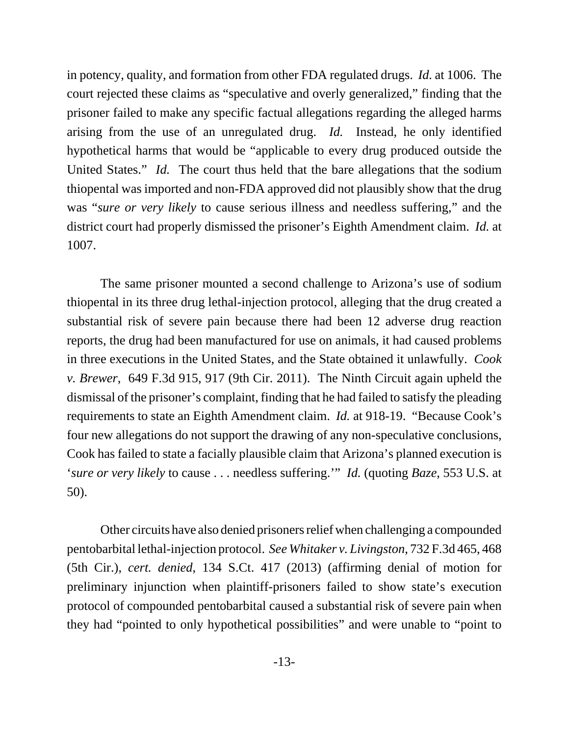in potency, quality, and formation from other FDA regulated drugs. *Id.* at 1006. The court rejected these claims as "speculative and overly generalized," finding that the prisoner failed to make any specific factual allegations regarding the alleged harms arising from the use of an unregulated drug. *Id.* Instead, he only identified hypothetical harms that would be "applicable to every drug produced outside the United States." *Id.* The court thus held that the bare allegations that the sodium thiopental was imported and non-FDA approved did not plausibly show that the drug was "*sure or very likely* to cause serious illness and needless suffering," and the district court had properly dismissed the prisoner's Eighth Amendment claim. *Id.* at 1007.

The same prisoner mounted a second challenge to Arizona's use of sodium thiopental in its three drug lethal-injection protocol, alleging that the drug created a substantial risk of severe pain because there had been 12 adverse drug reaction reports, the drug had been manufactured for use on animals, it had caused problems in three executions in the United States, and the State obtained it unlawfully. *Cook v. Brewer*, 649 F.3d 915, 917 (9th Cir. 2011). The Ninth Circuit again upheld the dismissal of the prisoner's complaint, finding that he had failed to satisfy the pleading requirements to state an Eighth Amendment claim. *Id.* at 918-19. "Because Cook's four new allegations do not support the drawing of any non-speculative conclusions, Cook has failed to state a facially plausible claim that Arizona's planned execution is '*sure or very likely* to cause . . . needless suffering.'" *Id.* (quoting *Baze*, 553 U.S. at 50).

Other circuits have also denied prisoners relief when challenging a compounded pentobarbital lethal-injection protocol. *See Whitaker v. Livingston*, 732 F.3d 465, 468 (5th Cir.), *cert. denied*, 134 S.Ct. 417 (2013) (affirming denial of motion for preliminary injunction when plaintiff-prisoners failed to show state's execution protocol of compounded pentobarbital caused a substantial risk of severe pain when they had "pointed to only hypothetical possibilities" and were unable to "point to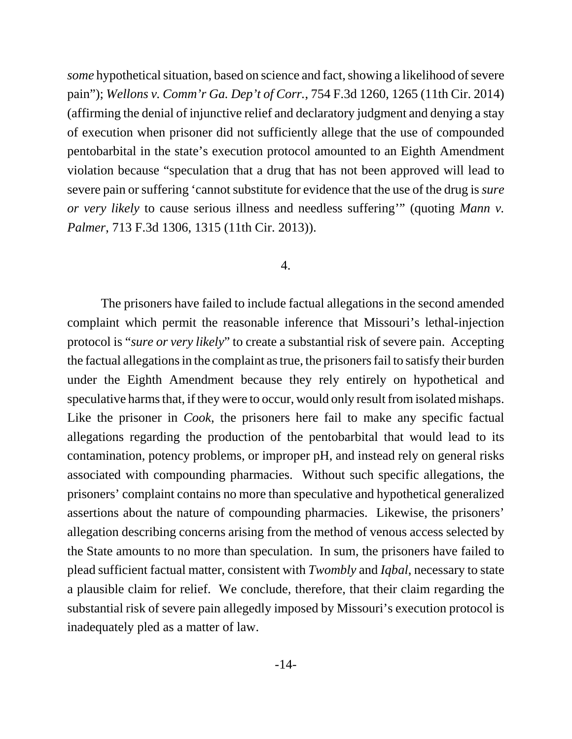*some* hypothetical situation, based on science and fact, showing a likelihood of severe pain"); *Wellons v. Comm'r Ga. Dep't of Corr.*, 754 F.3d 1260, 1265 (11th Cir. 2014) (affirming the denial of injunctive relief and declaratory judgment and denying a stay of execution when prisoner did not sufficiently allege that the use of compounded pentobarbital in the state's execution protocol amounted to an Eighth Amendment violation because "speculation that a drug that has not been approved will lead to severe pain or suffering 'cannot substitute for evidence that the use of the drug is *sure or very likely* to cause serious illness and needless suffering'" (quoting *Mann v. Palmer*, 713 F.3d 1306, 1315 (11th Cir. 2013)).

4.

The prisoners have failed to include factual allegations in the second amended complaint which permit the reasonable inference that Missouri's lethal-injection protocol is "*sure or very likely*" to create a substantial risk of severe pain. Accepting the factual allegations in the complaint as true, the prisoners fail to satisfy their burden under the Eighth Amendment because they rely entirely on hypothetical and speculative harms that, if they were to occur, would only result from isolated mishaps. Like the prisoner in *Cook*, the prisoners here fail to make any specific factual allegations regarding the production of the pentobarbital that would lead to its contamination, potency problems, or improper pH, and instead rely on general risks associated with compounding pharmacies. Without such specific allegations, the prisoners' complaint contains no more than speculative and hypothetical generalized assertions about the nature of compounding pharmacies. Likewise, the prisoners' allegation describing concerns arising from the method of venous access selected by the State amounts to no more than speculation. In sum, the prisoners have failed to plead sufficient factual matter, consistent with *Twombly* and *Iqbal*, necessary to state a plausible claim for relief. We conclude, therefore, that their claim regarding the substantial risk of severe pain allegedly imposed by Missouri's execution protocol is inadequately pled as a matter of law.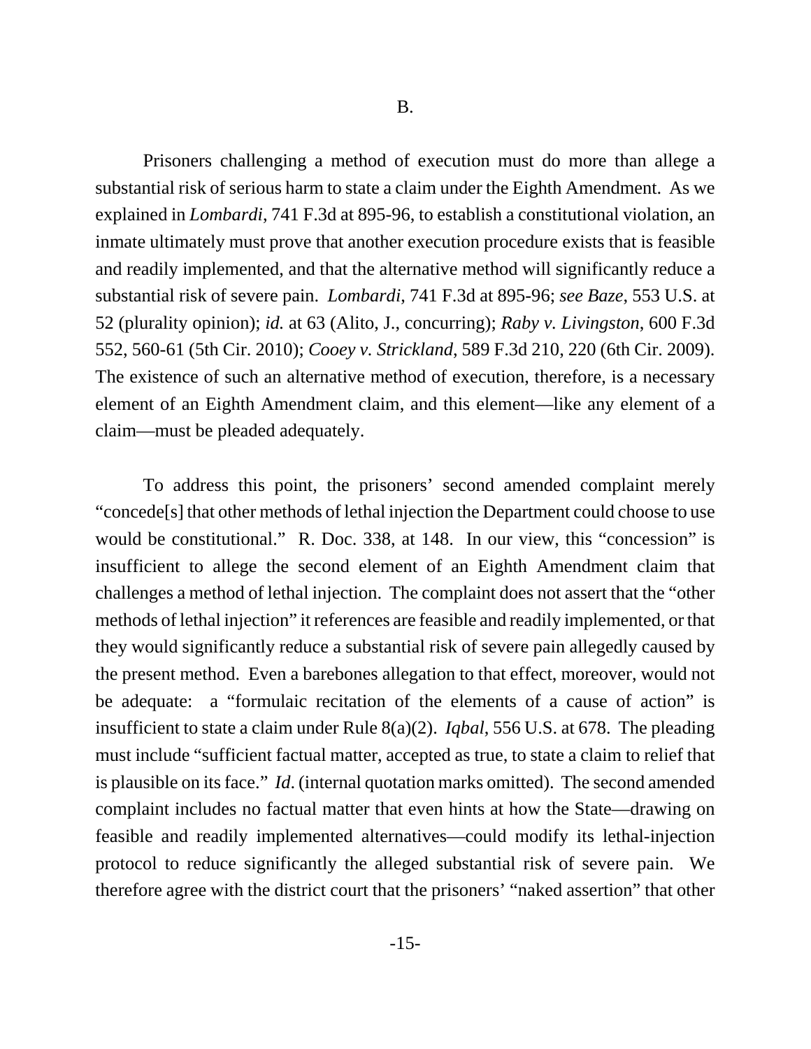B.

Prisoners challenging a method of execution must do more than allege a substantial risk of serious harm to state a claim under the Eighth Amendment. As we explained in *Lombardi*, 741 F.3d at 895-96, to establish a constitutional violation, an inmate ultimately must prove that another execution procedure exists that is feasible and readily implemented, and that the alternative method will significantly reduce a substantial risk of severe pain. *Lombardi*, 741 F.3d at 895-96; *see Baze*, 553 U.S. at 52 (plurality opinion); *id.* at 63 (Alito, J., concurring); *Raby v. Livingston*, 600 F.3d 552, 560-61 (5th Cir. 2010); *Cooey v. Strickland*, 589 F.3d 210, 220 (6th Cir. 2009). The existence of such an alternative method of execution, therefore, is a necessary element of an Eighth Amendment claim, and this element—like any element of a claim—must be pleaded adequately.

To address this point, the prisoners' second amended complaint merely "concede[s] that other methods of lethal injection the Department could choose to use would be constitutional." R. Doc. 338, at 148. In our view, this "concession" is insufficient to allege the second element of an Eighth Amendment claim that challenges a method of lethal injection. The complaint does not assert that the "other methods of lethal injection" it references are feasible and readily implemented, or that they would significantly reduce a substantial risk of severe pain allegedly caused by the present method. Even a barebones allegation to that effect, moreover, would not be adequate: a "formulaic recitation of the elements of a cause of action" is insufficient to state a claim under Rule 8(a)(2). *Iqbal*, 556 U.S. at 678. The pleading must include "sufficient factual matter, accepted as true, to state a claim to relief that is plausible on its face." *Id*. (internal quotation marks omitted). The second amended complaint includes no factual matter that even hints at how the State—drawing on feasible and readily implemented alternatives—could modify its lethal-injection protocol to reduce significantly the alleged substantial risk of severe pain. We therefore agree with the district court that the prisoners' "naked assertion" that other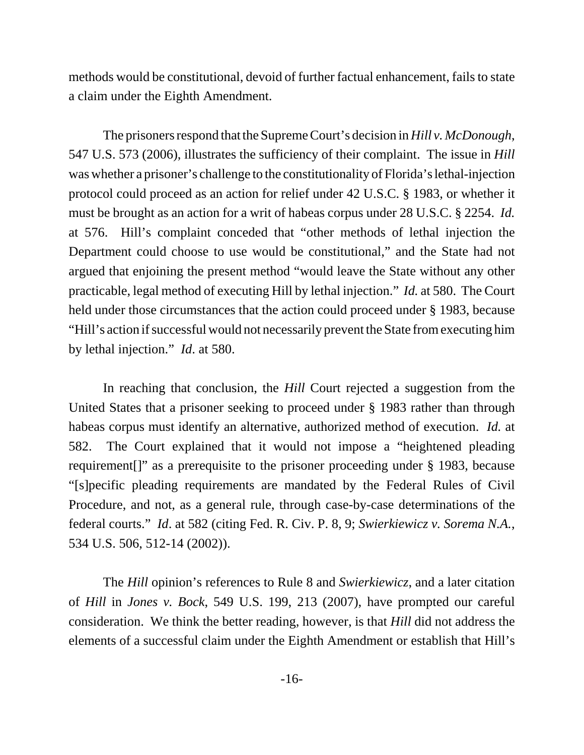methods would be constitutional, devoid of further factual enhancement, fails to state a claim under the Eighth Amendment.

The prisoners respond that the Supreme Court's decision in *Hill v. McDonough*, 547 U.S. 573 (2006), illustrates the sufficiency of their complaint. The issue in *Hill* was whether a prisoner's challenge to the constitutionality of Florida's lethal-injection protocol could proceed as an action for relief under 42 U.S.C. § 1983, or whether it must be brought as an action for a writ of habeas corpus under 28 U.S.C. § 2254. *Id.* at 576. Hill's complaint conceded that "other methods of lethal injection the Department could choose to use would be constitutional," and the State had not argued that enjoining the present method "would leave the State without any other practicable, legal method of executing Hill by lethal injection." *Id.* at 580. The Court held under those circumstances that the action could proceed under § 1983, because "Hill's action if successful would not necessarily prevent the State from executing him by lethal injection." *Id*. at 580.

In reaching that conclusion, the *Hill* Court rejected a suggestion from the United States that a prisoner seeking to proceed under § 1983 rather than through habeas corpus must identify an alternative, authorized method of execution. *Id.* at 582. The Court explained that it would not impose a "heightened pleading requirement[]" as a prerequisite to the prisoner proceeding under § 1983, because "[s]pecific pleading requirements are mandated by the Federal Rules of Civil Procedure, and not, as a general rule, through case-by-case determinations of the federal courts." *Id*. at 582 (citing Fed. R. Civ. P. 8, 9; *Swierkiewicz v. Sorema N.A.*, 534 U.S. 506, 512-14 (2002)).

The *Hill* opinion's references to Rule 8 and *Swierkiewicz*, and a later citation of *Hill* in *Jones v. Bock*, 549 U.S. 199, 213 (2007), have prompted our careful consideration. We think the better reading, however, is that *Hill* did not address the elements of a successful claim under the Eighth Amendment or establish that Hill's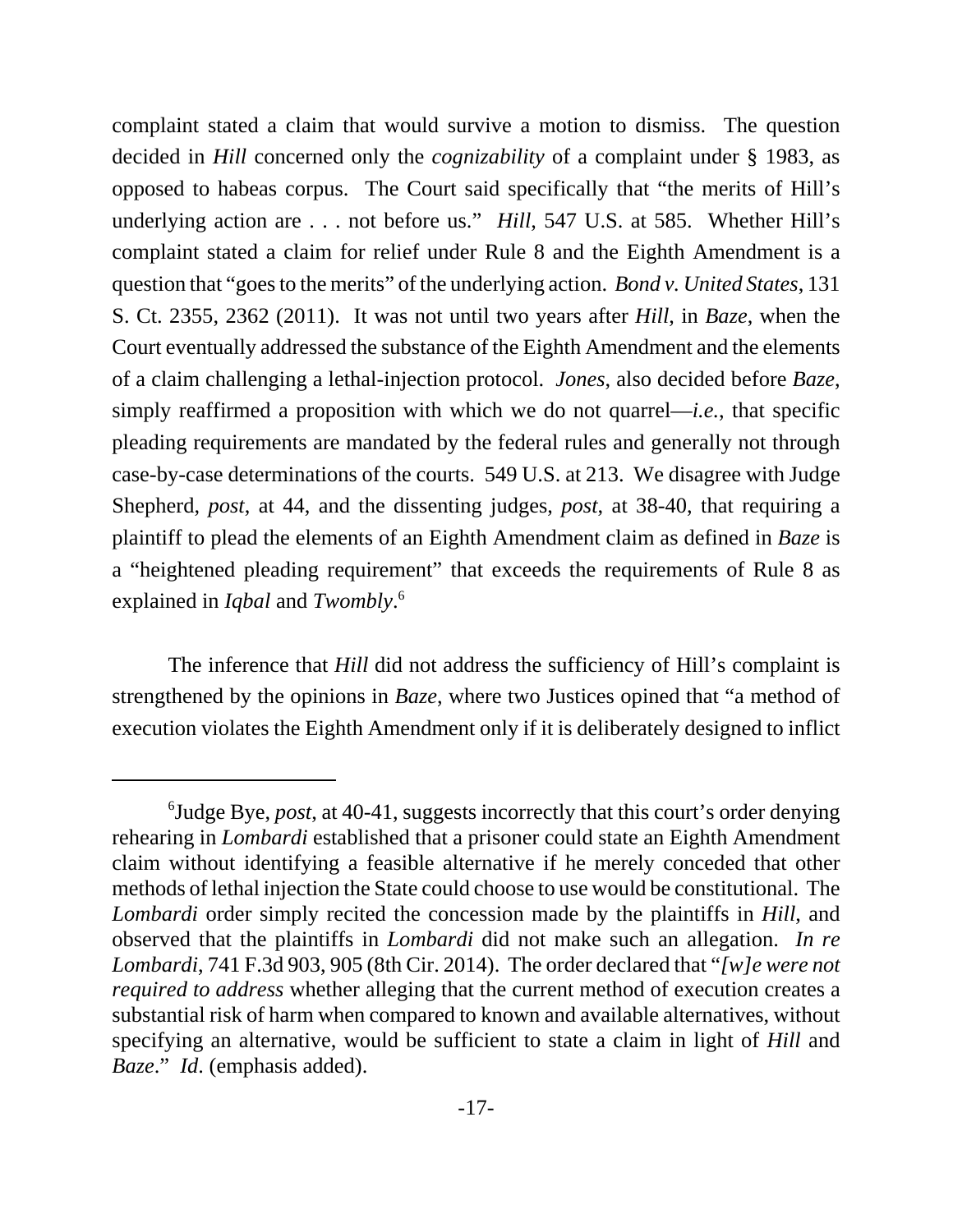complaint stated a claim that would survive a motion to dismiss. The question decided in *Hill* concerned only the *cognizability* of a complaint under § 1983, as opposed to habeas corpus. The Court said specifically that "the merits of Hill's underlying action are . . . not before us." *Hill*, 547 U.S. at 585. Whether Hill's complaint stated a claim for relief under Rule 8 and the Eighth Amendment is a question that "goes to the merits" of the underlying action. *Bond v. United States*, 131 S. Ct. 2355, 2362 (2011). It was not until two years after *Hill*, in *Baze*, when the Court eventually addressed the substance of the Eighth Amendment and the elements of a claim challenging a lethal-injection protocol. *Jones*, also decided before *Baze*, simply reaffirmed a proposition with which we do not quarrel—*i.e.*, that specific pleading requirements are mandated by the federal rules and generally not through case-by-case determinations of the courts. 549 U.S. at 213. We disagree with Judge Shepherd, *post*, at 44, and the dissenting judges, *post*, at 38-40, that requiring a plaintiff to plead the elements of an Eighth Amendment claim as defined in *Baze* is a "heightened pleading requirement" that exceeds the requirements of Rule 8 as explained in *Iqbal* and *Twombly*.[6]

The inference that *Hill* did not address the sufficiency of Hill's complaint is strengthened by the opinions in *Baze*, where two Justices opined that "a method of execution violates the Eighth Amendment only if it is deliberately designed to inflict

---

[6]Judge Bye, *post*, at 40-41, suggests incorrectly that this court's order denying rehearing in *Lombardi* established that a prisoner could state an Eighth Amendment claim without identifying a feasible alternative if he merely conceded that other methods of lethal injection the State could choose to use would be constitutional. The *Lombardi* order simply recited the concession made by the plaintiffs in *Hill*, and observed that the plaintiffs in *Lombardi* did not make such an allegation. *In re Lombardi*, 741 F.3d 903, 905 (8th Cir. 2014). The order declared that "*[w]e were not required to address* whether alleging that the current method of execution creates a substantial risk of harm when compared to known and available alternatives, without specifying an alternative, would be sufficient to state a claim in light of *Hill* and *Baze*." *Id*. (emphasis added).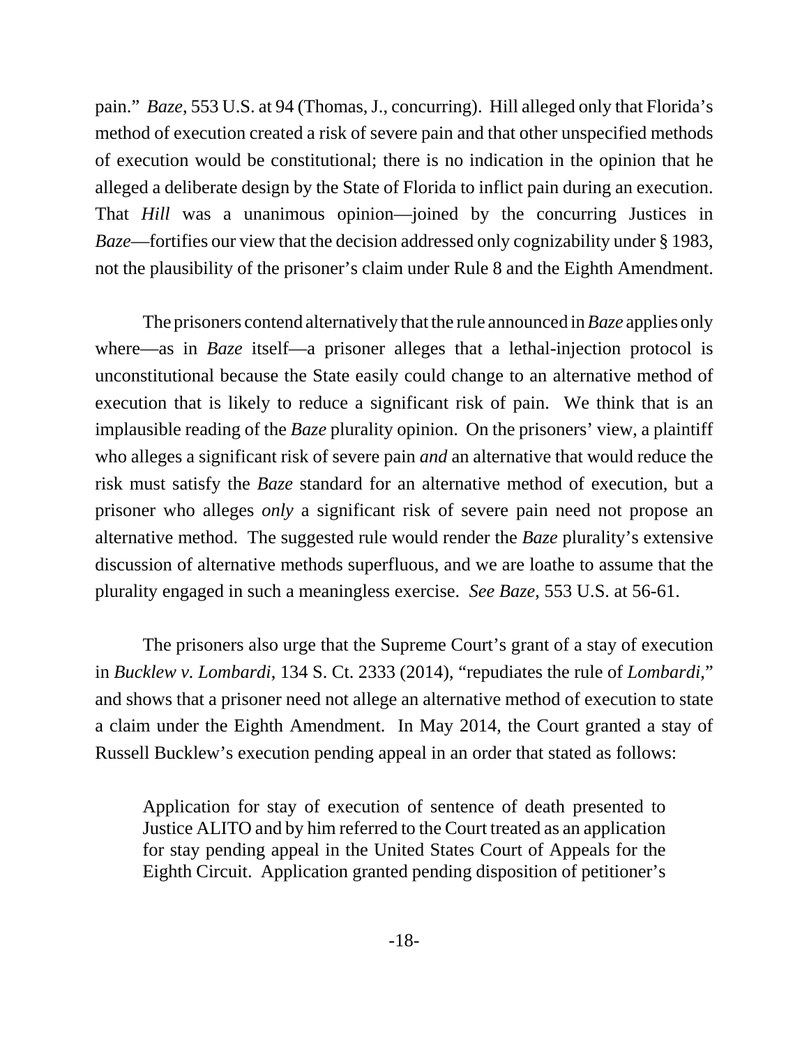pain." *Baze*, 553 U.S. at 94 (Thomas, J., concurring). Hill alleged only that Florida's method of execution created a risk of severe pain and that other unspecified methods of execution would be constitutional; there is no indication in the opinion that he alleged a deliberate design by the State of Florida to inflict pain during an execution. That *Hill* was a unanimous opinion—joined by the concurring Justices in *Baze*—fortifies our view that the decision addressed only cognizability under § 1983, not the plausibility of the prisoner's claim under Rule 8 and the Eighth Amendment.

The prisoners contend alternatively that the rule announced in *Baze* applies only where—as in *Baze* itself—a prisoner alleges that a lethal-injection protocol is unconstitutional because the State easily could change to an alternative method of execution that is likely to reduce a significant risk of pain. We think that is an implausible reading of the *Baze* plurality opinion. On the prisoners' view, a plaintiff who alleges a significant risk of severe pain *and* an alternative that would reduce the risk must satisfy the *Baze* standard for an alternative method of execution, but a prisoner who alleges *only* a significant risk of severe pain need not propose an alternative method. The suggested rule would render the *Baze* plurality's extensive discussion of alternative methods superfluous, and we are loathe to assume that the plurality engaged in such a meaningless exercise. *See Baze*, 553 U.S. at 56-61.

The prisoners also urge that the Supreme Court's grant of a stay of execution in *Bucklew v. Lombardi*, 134 S. Ct. 2333 (2014), "repudiates the rule of *Lombardi*," and shows that a prisoner need not allege an alternative method of execution to state a claim under the Eighth Amendment. In May 2014, the Court granted a stay of Russell Bucklew's execution pending appeal in an order that stated as follows:

> Application for stay of execution of sentence of death presented to Justice ALITO and by him referred to the Court treated as an application for stay pending appeal in the United States Court of Appeals for the Eighth Circuit. Application granted pending disposition of petitioner's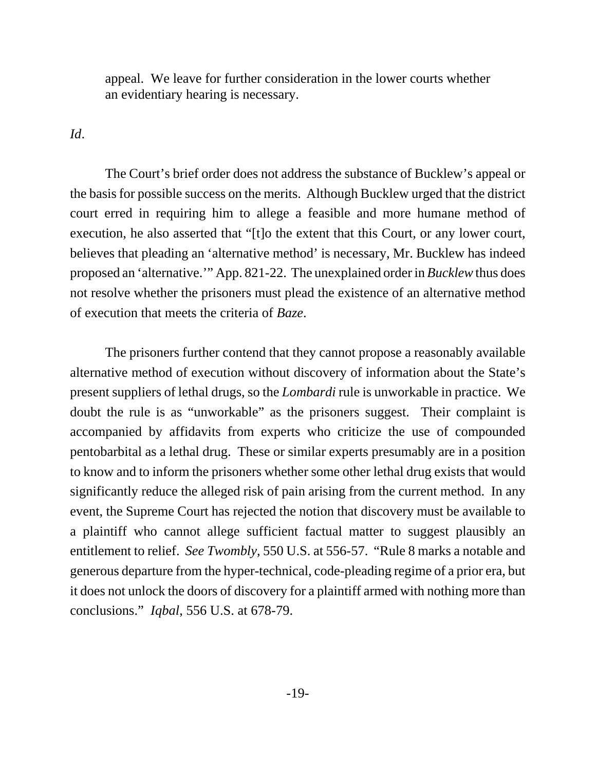> appeal. We leave for further consideration in the lower courts whether an evidentiary hearing is necessary.

*Id*.

The Court's brief order does not address the substance of Bucklew's appeal or the basis for possible success on the merits. Although Bucklew urged that the district court erred in requiring him to allege a feasible and more humane method of execution, he also asserted that "[t]o the extent that this Court, or any lower court, believes that pleading an 'alternative method' is necessary, Mr. Bucklew has indeed proposed an 'alternative.'" App. 821-22. The unexplained order in *Bucklew* thus does not resolve whether the prisoners must plead the existence of an alternative method of execution that meets the criteria of *Baze*.

The prisoners further contend that they cannot propose a reasonably available alternative method of execution without discovery of information about the State's present suppliers of lethal drugs, so the *Lombardi* rule is unworkable in practice. We doubt the rule is as "unworkable" as the prisoners suggest. Their complaint is accompanied by affidavits from experts who criticize the use of compounded pentobarbital as a lethal drug. These or similar experts presumably are in a position to know and to inform the prisoners whether some other lethal drug exists that would significantly reduce the alleged risk of pain arising from the current method. In any event, the Supreme Court has rejected the notion that discovery must be available to a plaintiff who cannot allege sufficient factual matter to suggest plausibly an entitlement to relief. *See Twombly*, 550 U.S. at 556-57. "Rule 8 marks a notable and generous departure from the hyper-technical, code-pleading regime of a prior era, but it does not unlock the doors of discovery for a plaintiff armed with nothing more than conclusions." *Iqbal*, 556 U.S. at 678-79.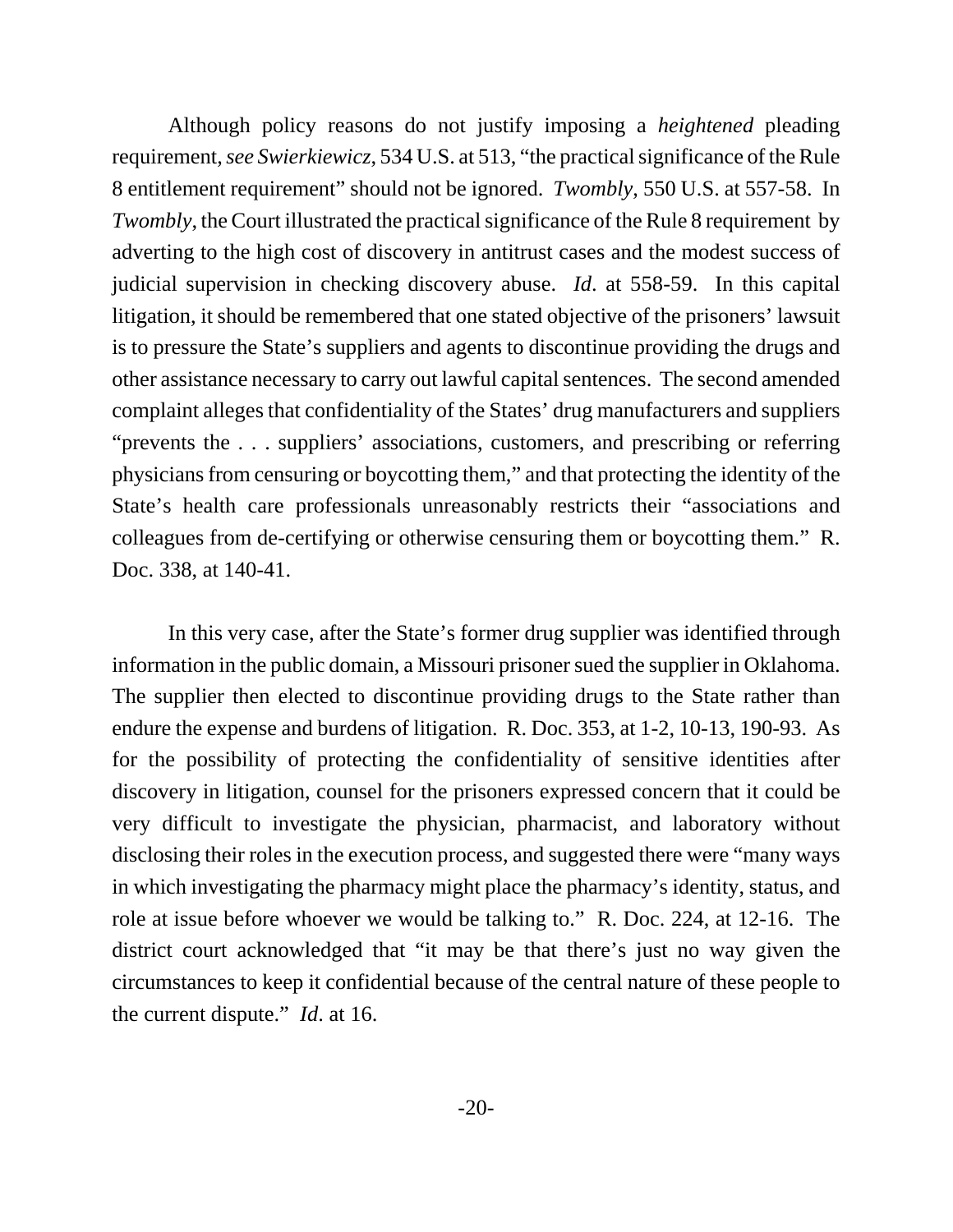Although policy reasons do not justify imposing a *heightened* pleading requirement, *see Swierkiewicz*, 534 U.S. at 513, "the practical significance of the Rule 8 entitlement requirement" should not be ignored. *Twombly*, 550 U.S. at 557-58. In *Twombly*, the Court illustrated the practical significance of the Rule 8 requirement by adverting to the high cost of discovery in antitrust cases and the modest success of judicial supervision in checking discovery abuse. *Id*. at 558-59. In this capital litigation, it should be remembered that one stated objective of the prisoners' lawsuit is to pressure the State's suppliers and agents to discontinue providing the drugs and other assistance necessary to carry out lawful capital sentences. The second amended complaint alleges that confidentiality of the States' drug manufacturers and suppliers "prevents the . . . suppliers' associations, customers, and prescribing or referring physicians from censuring or boycotting them," and that protecting the identity of the State's health care professionals unreasonably restricts their "associations and colleagues from de-certifying or otherwise censuring them or boycotting them." R. Doc. 338, at 140-41.

In this very case, after the State's former drug supplier was identified through information in the public domain, a Missouri prisoner sued the supplier in Oklahoma. The supplier then elected to discontinue providing drugs to the State rather than endure the expense and burdens of litigation. R. Doc. 353, at 1-2, 10-13, 190-93. As for the possibility of protecting the confidentiality of sensitive identities after discovery in litigation, counsel for the prisoners expressed concern that it could be very difficult to investigate the physician, pharmacist, and laboratory without disclosing their roles in the execution process, and suggested there were "many ways in which investigating the pharmacy might place the pharmacy's identity, status, and role at issue before whoever we would be talking to." R. Doc. 224, at 12-16. The district court acknowledged that "it may be that there's just no way given the circumstances to keep it confidential because of the central nature of these people to the current dispute." *Id*. at 16.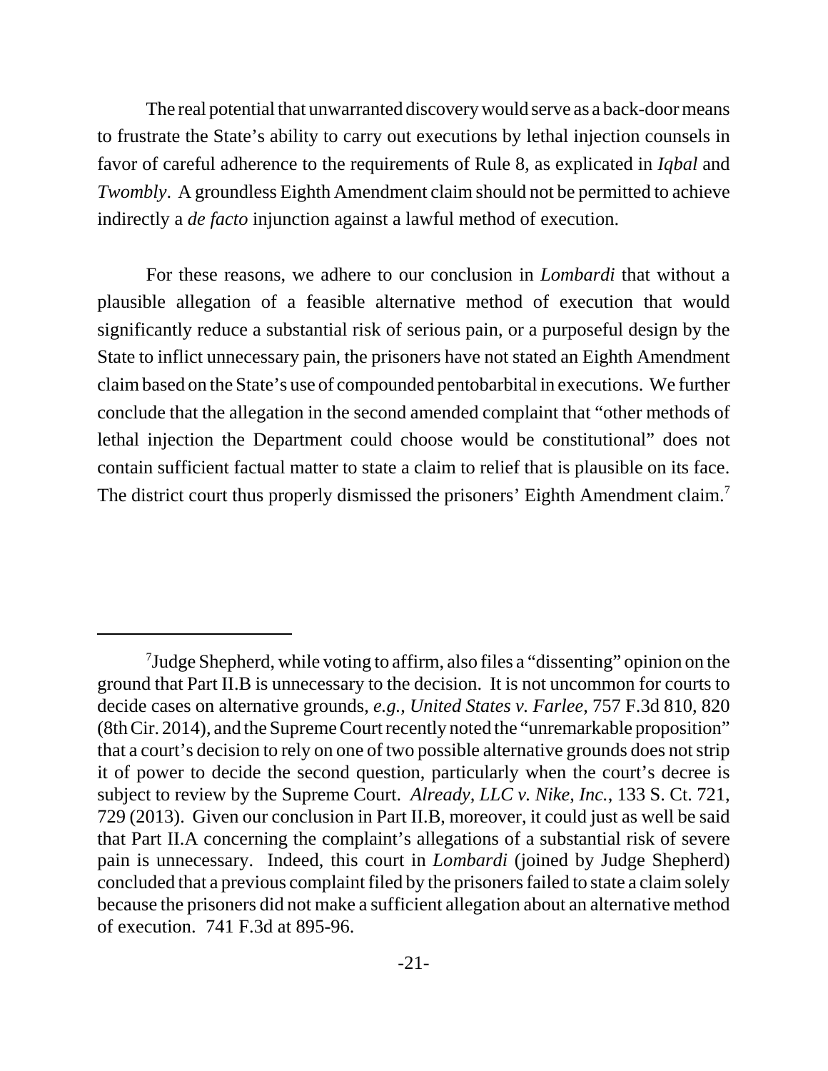The real potential that unwarranted discovery would serve as a back-door means to frustrate the State's ability to carry out executions by lethal injection counsels in favor of careful adherence to the requirements of Rule 8, as explicated in *Iqbal* and *Twombly*. A groundless Eighth Amendment claim should not be permitted to achieve indirectly a *de facto* injunction against a lawful method of execution.

For these reasons, we adhere to our conclusion in *Lombardi* that without a plausible allegation of a feasible alternative method of execution that would significantly reduce a substantial risk of serious pain, or a purposeful design by the State to inflict unnecessary pain, the prisoners have not stated an Eighth Amendment claim based on the State's use of compounded pentobarbital in executions. We further conclude that the allegation in the second amended complaint that "other methods of lethal injection the Department could choose would be constitutional" does not contain sufficient factual matter to state a claim to relief that is plausible on its face. The district court thus properly dismissed the prisoners' Eighth Amendment claim.[7]

---

[7]Judge Shepherd, while voting to affirm, also files a "dissenting" opinion on the ground that Part II.B is unnecessary to the decision. It is not uncommon for courts to decide cases on alternative grounds, *e.g.*, *United States v. Farlee*, 757 F.3d 810, 820 (8th Cir. 2014), and the Supreme Court recently noted the "unremarkable proposition" that a court's decision to rely on one of two possible alternative grounds does not strip it of power to decide the second question, particularly when the court's decree is subject to review by the Supreme Court. *Already, LLC v. Nike, Inc.*, 133 S. Ct. 721, 729 (2013). Given our conclusion in Part II.B, moreover, it could just as well be said that Part II.A concerning the complaint's allegations of a substantial risk of severe pain is unnecessary. Indeed, this court in *Lombardi* (joined by Judge Shepherd) concluded that a previous complaint filed by the prisoners failed to state a claim solely because the prisoners did not make a sufficient allegation about an alternative method of execution. 741 F.3d at 895-96.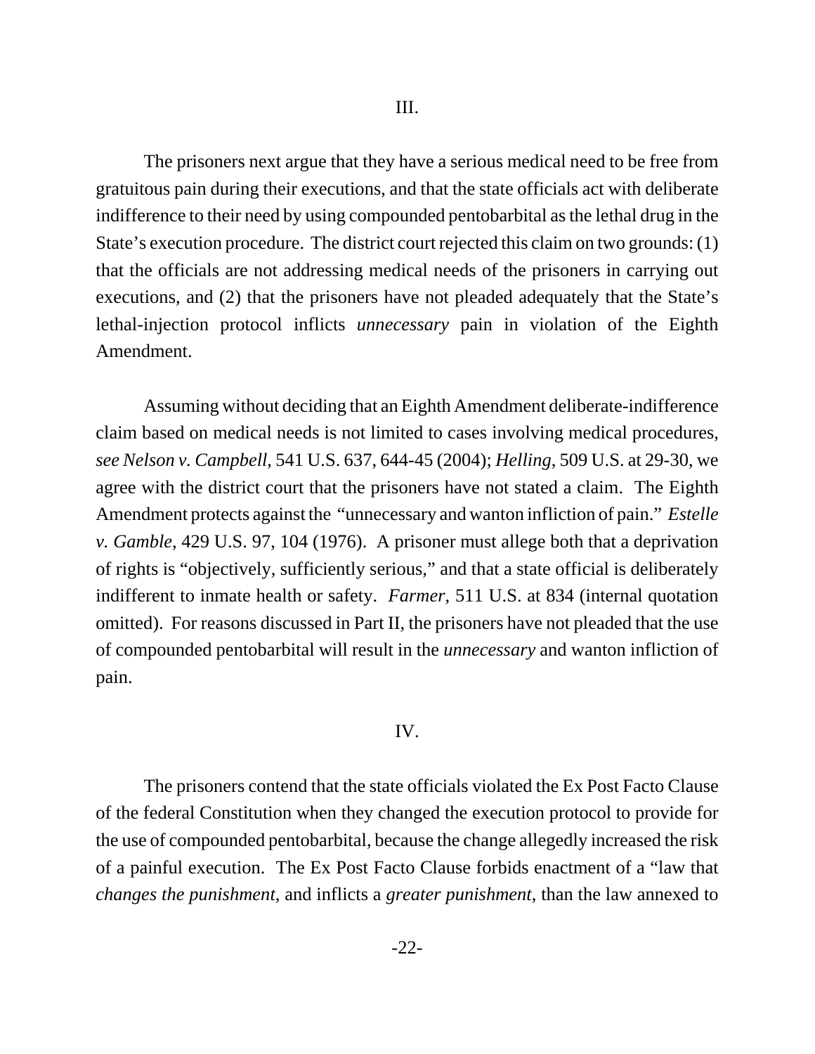## III.

The prisoners next argue that they have a serious medical need to be free from gratuitous pain during their executions, and that the state officials act with deliberate indifference to their need by using compounded pentobarbital as the lethal drug in the State's execution procedure. The district court rejected this claim on two grounds: (1) that the officials are not addressing medical needs of the prisoners in carrying out executions, and (2) that the prisoners have not pleaded adequately that the State's lethal-injection protocol inflicts *unnecessary* pain in violation of the Eighth Amendment.

Assuming without deciding that an Eighth Amendment deliberate-indifference claim based on medical needs is not limited to cases involving medical procedures, *see Nelson v. Campbell*, 541 U.S. 637, 644-45 (2004); *Helling*, 509 U.S. at 29-30, we agree with the district court that the prisoners have not stated a claim. The Eighth Amendment protects against the "unnecessary and wanton infliction of pain." *Estelle v. Gamble*, 429 U.S. 97, 104 (1976). A prisoner must allege both that a deprivation of rights is "objectively, sufficiently serious," and that a state official is deliberately indifferent to inmate health or safety. *Farmer*, 511 U.S. at 834 (internal quotation omitted). For reasons discussed in Part II, the prisoners have not pleaded that the use of compounded pentobarbital will result in the *unnecessary* and wanton infliction of pain.

## IV.

The prisoners contend that the state officials violated the Ex Post Facto Clause of the federal Constitution when they changed the execution protocol to provide for the use of compounded pentobarbital, because the change allegedly increased the risk of a painful execution. The Ex Post Facto Clause forbids enactment of a "law that *changes the punishment*, and inflicts a *greater punishment*, than the law annexed to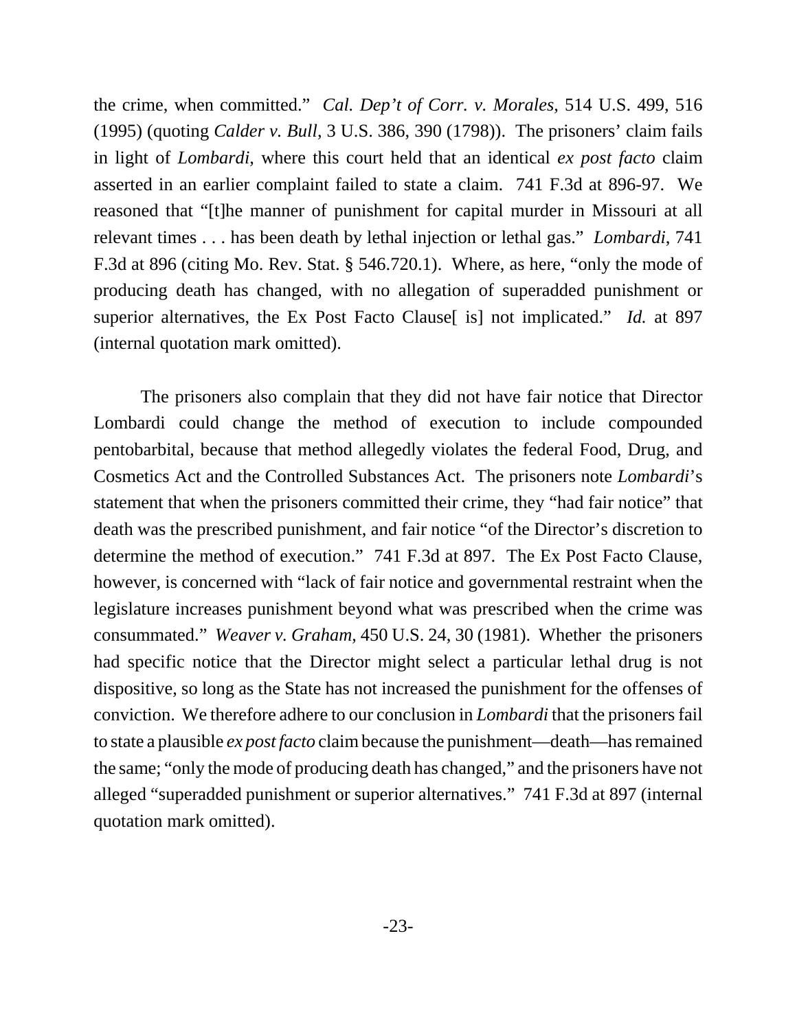the crime, when committed." *Cal. Dep't of Corr. v. Morales*, 514 U.S. 499, 516 (1995) (quoting *Calder v. Bull*, 3 U.S. 386, 390 (1798)). The prisoners' claim fails in light of *Lombardi*, where this court held that an identical *ex post facto* claim asserted in an earlier complaint failed to state a claim. 741 F.3d at 896-97. We reasoned that "[t]he manner of punishment for capital murder in Missouri at all relevant times . . . has been death by lethal injection or lethal gas." *Lombardi*, 741 F.3d at 896 (citing Mo. Rev. Stat. § 546.720.1). Where, as here, "only the mode of producing death has changed, with no allegation of superadded punishment or superior alternatives, the Ex Post Facto Clause[ is] not implicated." *Id.* at 897 (internal quotation mark omitted).

The prisoners also complain that they did not have fair notice that Director Lombardi could change the method of execution to include compounded pentobarbital, because that method allegedly violates the federal Food, Drug, and Cosmetics Act and the Controlled Substances Act. The prisoners note *Lombardi*'s statement that when the prisoners committed their crime, they "had fair notice" that death was the prescribed punishment, and fair notice "of the Director's discretion to determine the method of execution." 741 F.3d at 897. The Ex Post Facto Clause, however, is concerned with "lack of fair notice and governmental restraint when the legislature increases punishment beyond what was prescribed when the crime was consummated." *Weaver v. Graham*, 450 U.S. 24, 30 (1981). Whether the prisoners had specific notice that the Director might select a particular lethal drug is not dispositive, so long as the State has not increased the punishment for the offenses of conviction. We therefore adhere to our conclusion in *Lombardi* that the prisoners fail to state a plausible *ex post facto* claim because the punishment—death—has remained the same; "only the mode of producing death has changed," and the prisoners have not alleged "superadded punishment or superior alternatives." 741 F.3d at 897 (internal quotation mark omitted).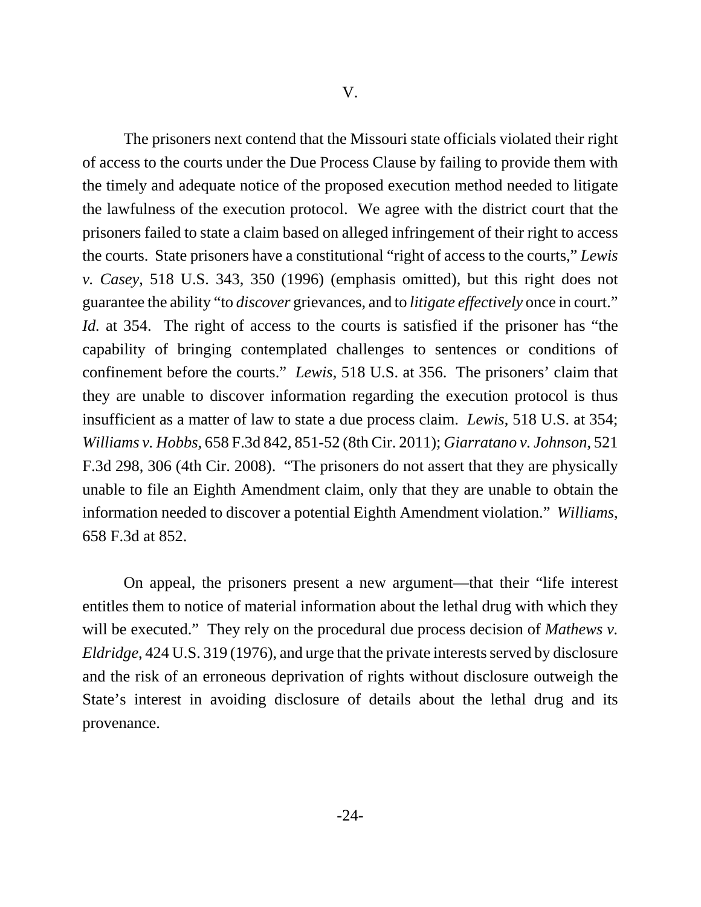## V.

The prisoners next contend that the Missouri state officials violated their right of access to the courts under the Due Process Clause by failing to provide them with the timely and adequate notice of the proposed execution method needed to litigate the lawfulness of the execution protocol. We agree with the district court that the prisoners failed to state a claim based on alleged infringement of their right to access the courts. State prisoners have a constitutional "right of access to the courts," *Lewis v. Casey*, 518 U.S. 343, 350 (1996) (emphasis omitted), but this right does not guarantee the ability "to *discover* grievances, and to *litigate effectively* once in court." *Id.* at 354. The right of access to the courts is satisfied if the prisoner has "the capability of bringing contemplated challenges to sentences or conditions of confinement before the courts." *Lewis*, 518 U.S. at 356. The prisoners' claim that they are unable to discover information regarding the execution protocol is thus insufficient as a matter of law to state a due process claim. *Lewis*, 518 U.S. at 354; *Williams v. Hobbs*, 658 F.3d 842, 851-52 (8th Cir. 2011); *Giarratano v. Johnson*, 521 F.3d 298, 306 (4th Cir. 2008). "The prisoners do not assert that they are physically unable to file an Eighth Amendment claim, only that they are unable to obtain the information needed to discover a potential Eighth Amendment violation." *Williams*, 658 F.3d at 852.

On appeal, the prisoners present a new argument—that their "life interest entitles them to notice of material information about the lethal drug with which they will be executed." They rely on the procedural due process decision of *Mathews v. Eldridge*, 424 U.S. 319 (1976), and urge that the private interests served by disclosure and the risk of an erroneous deprivation of rights without disclosure outweigh the State's interest in avoiding disclosure of details about the lethal drug and its provenance.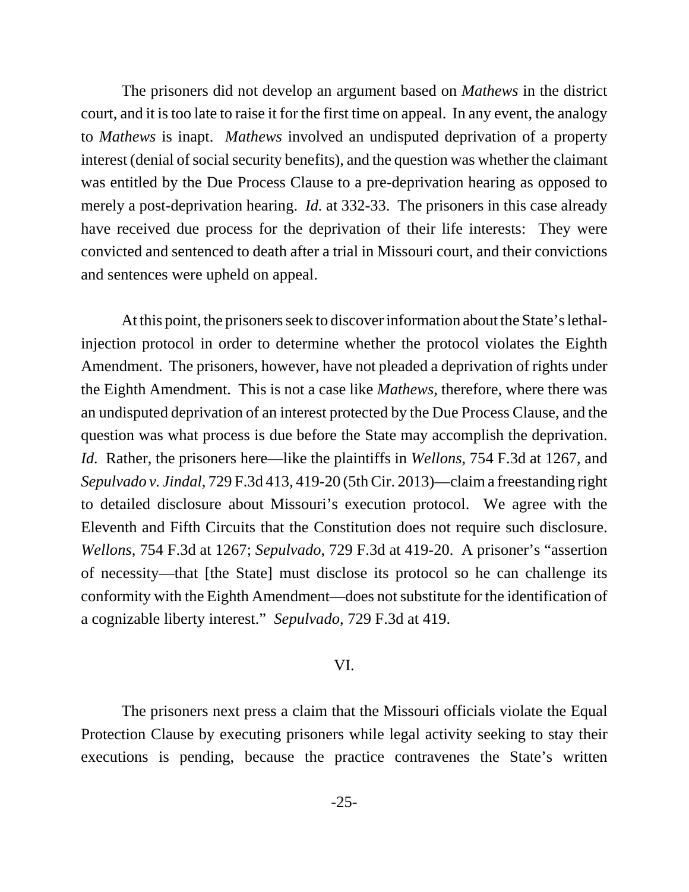The prisoners did not develop an argument based on *Mathews* in the district court, and it is too late to raise it for the first time on appeal. In any event, the analogy to *Mathews* is inapt. *Mathews* involved an undisputed deprivation of a property interest (denial of social security benefits), and the question was whether the claimant was entitled by the Due Process Clause to a pre-deprivation hearing as opposed to merely a post-deprivation hearing. *Id.* at 332-33. The prisoners in this case already have received due process for the deprivation of their life interests: They were convicted and sentenced to death after a trial in Missouri court, and their convictions and sentences were upheld on appeal.

At this point, the prisoners seek to discover information about the State's lethal-injection protocol in order to determine whether the protocol violates the Eighth Amendment. The prisoners, however, have not pleaded a deprivation of rights under the Eighth Amendment. This is not a case like *Mathews*, therefore, where there was an undisputed deprivation of an interest protected by the Due Process Clause, and the question was what process is due before the State may accomplish the deprivation. *Id.* Rather, the prisoners here—like the plaintiffs in *Wellons*, 754 F.3d at 1267, and *Sepulvado v. Jindal*, 729 F.3d 413, 419-20 (5th Cir. 2013)—claim a freestanding right to detailed disclosure about Missouri's execution protocol. We agree with the Eleventh and Fifth Circuits that the Constitution does not require such disclosure. *Wellons*, 754 F.3d at 1267; *Sepulvado*, 729 F.3d at 419-20. A prisoner's "assertion of necessity—that [the State] must disclose its protocol so he can challenge its conformity with the Eighth Amendment—does not substitute for the identification of a cognizable liberty interest." *Sepulvado*, 729 F.3d at 419.

## VI.

The prisoners next press a claim that the Missouri officials violate the Equal Protection Clause by executing prisoners while legal activity seeking to stay their executions is pending, because the practice contravenes the State's written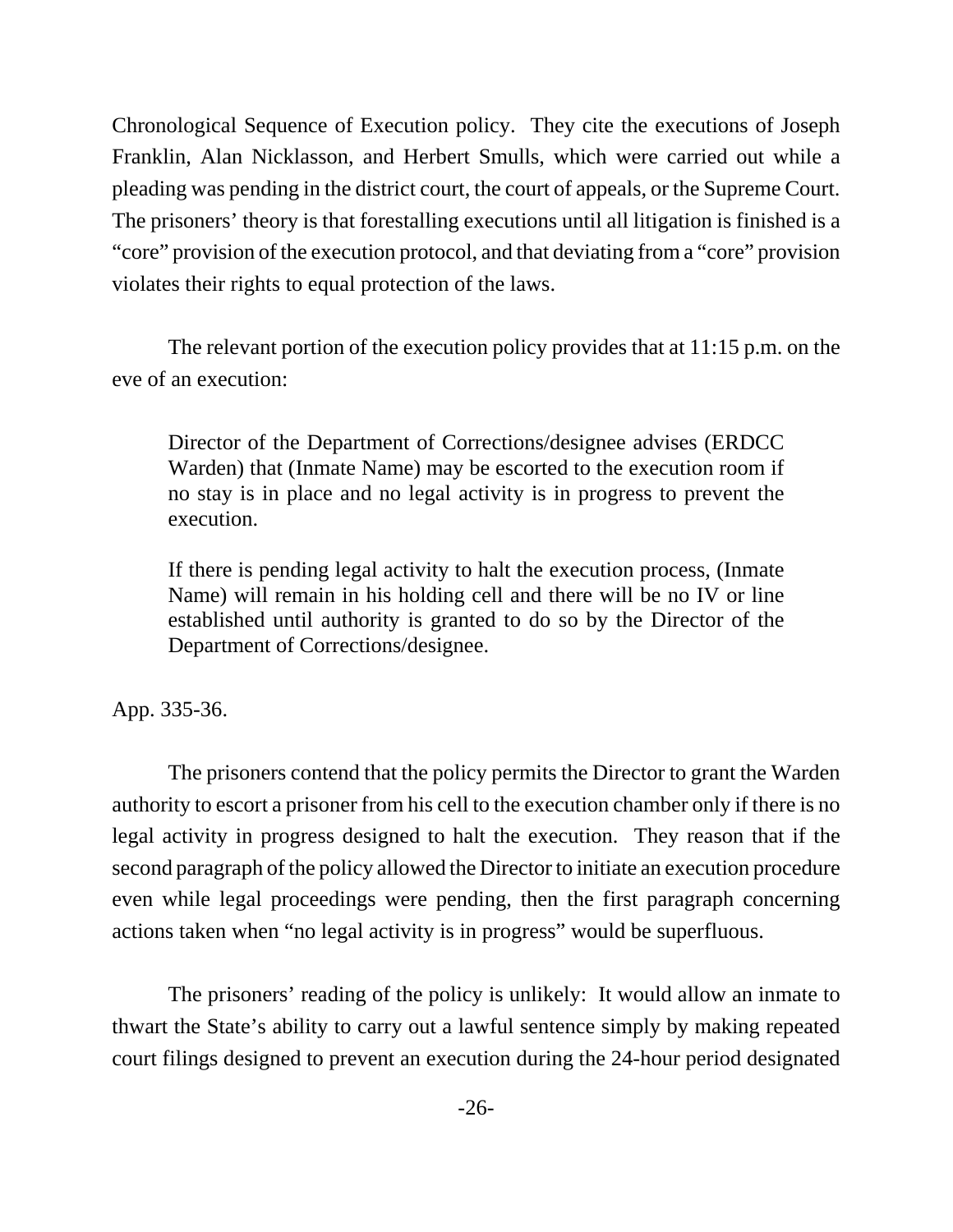Chronological Sequence of Execution policy. They cite the executions of Joseph Franklin, Alan Nicklasson, and Herbert Smulls, which were carried out while a pleading was pending in the district court, the court of appeals, or the Supreme Court. The prisoners' theory is that forestalling executions until all litigation is finished is a "core" provision of the execution protocol, and that deviating from a "core" provision violates their rights to equal protection of the laws.

The relevant portion of the execution policy provides that at 11:15 p.m. on the eve of an execution:

> Director of the Department of Corrections/designee advises (ERDCC Warden) that (Inmate Name) may be escorted to the execution room if no stay is in place and no legal activity is in progress to prevent the execution.
>
> If there is pending legal activity to halt the execution process, (Inmate Name) will remain in his holding cell and there will be no IV or line established until authority is granted to do so by the Director of the Department of Corrections/designee.

App. 335-36.

The prisoners contend that the policy permits the Director to grant the Warden authority to escort a prisoner from his cell to the execution chamber only if there is no legal activity in progress designed to halt the execution. They reason that if the second paragraph of the policy allowed the Director to initiate an execution procedure even while legal proceedings were pending, then the first paragraph concerning actions taken when "no legal activity is in progress" would be superfluous.

The prisoners' reading of the policy is unlikely: It would allow an inmate to thwart the State's ability to carry out a lawful sentence simply by making repeated court filings designed to prevent an execution during the 24-hour period designated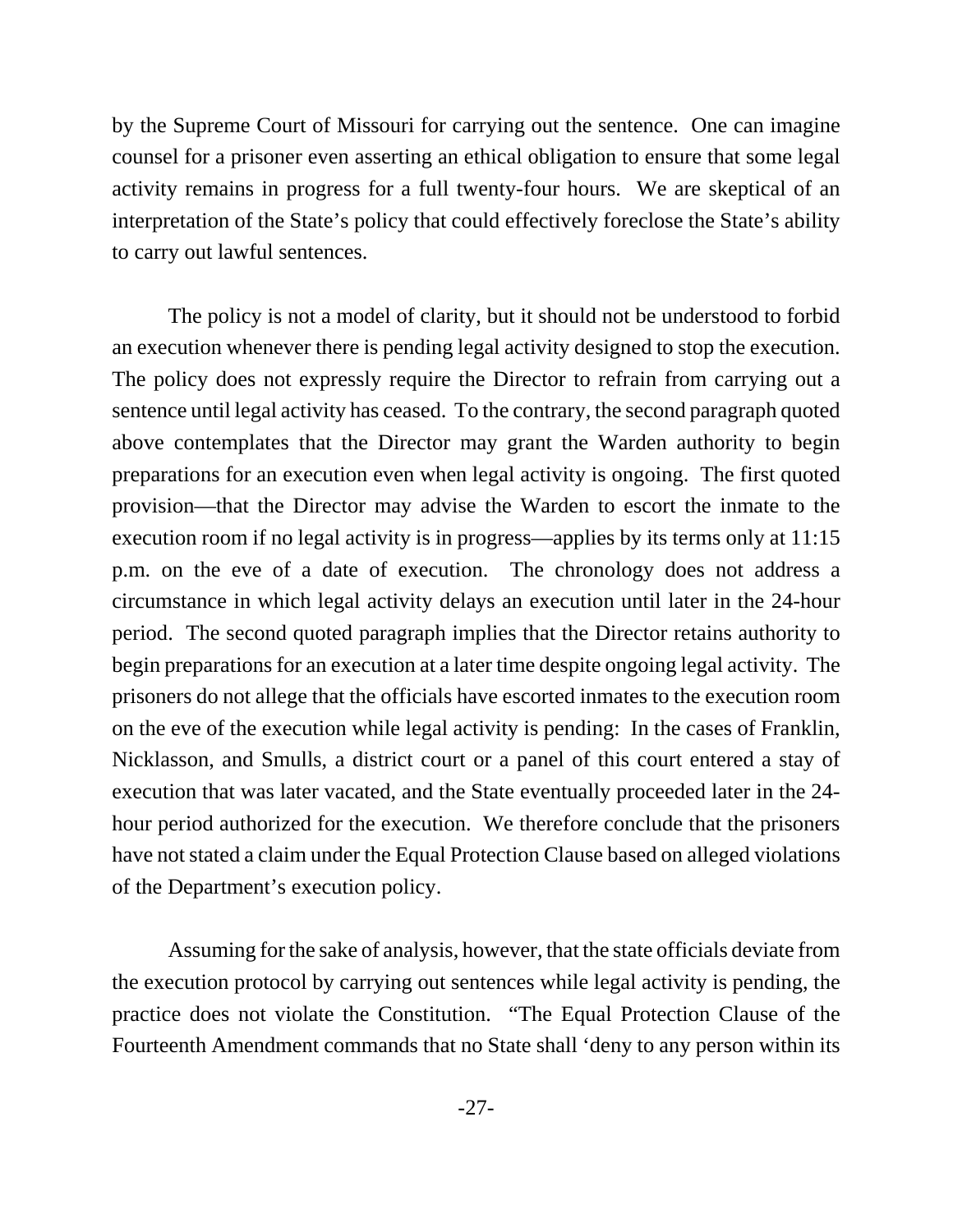by the Supreme Court of Missouri for carrying out the sentence. One can imagine counsel for a prisoner even asserting an ethical obligation to ensure that some legal activity remains in progress for a full twenty-four hours. We are skeptical of an interpretation of the State's policy that could effectively foreclose the State's ability to carry out lawful sentences.

The policy is not a model of clarity, but it should not be understood to forbid an execution whenever there is pending legal activity designed to stop the execution. The policy does not expressly require the Director to refrain from carrying out a sentence until legal activity has ceased. To the contrary, the second paragraph quoted above contemplates that the Director may grant the Warden authority to begin preparations for an execution even when legal activity is ongoing. The first quoted provision—that the Director may advise the Warden to escort the inmate to the execution room if no legal activity is in progress—applies by its terms only at 11:15 p.m. on the eve of a date of execution. The chronology does not address a circumstance in which legal activity delays an execution until later in the 24-hour period. The second quoted paragraph implies that the Director retains authority to begin preparations for an execution at a later time despite ongoing legal activity. The prisoners do not allege that the officials have escorted inmates to the execution room on the eve of the execution while legal activity is pending: In the cases of Franklin, Nicklasson, and Smulls, a district court or a panel of this court entered a stay of execution that was later vacated, and the State eventually proceeded later in the 24-hour period authorized for the execution. We therefore conclude that the prisoners have not stated a claim under the Equal Protection Clause based on alleged violations of the Department's execution policy.

Assuming for the sake of analysis, however, that the state officials deviate from the execution protocol by carrying out sentences while legal activity is pending, the practice does not violate the Constitution. "The Equal Protection Clause of the Fourteenth Amendment commands that no State shall 'deny to any person within its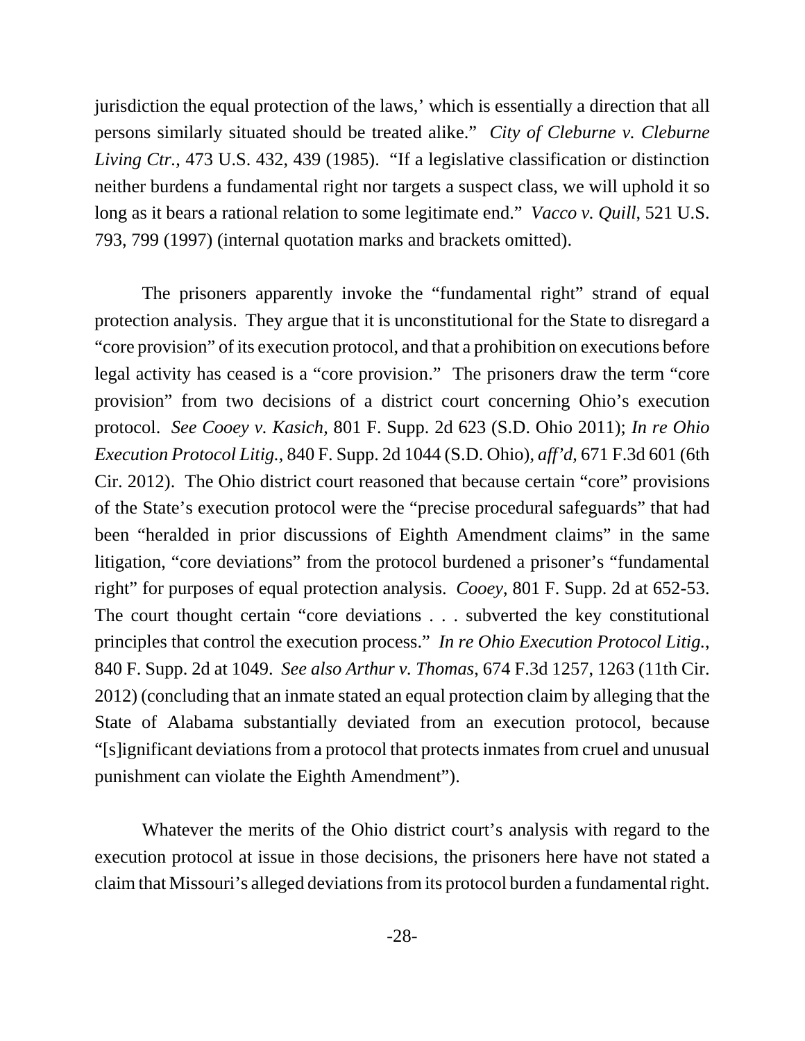jurisdiction the equal protection of the laws,' which is essentially a direction that all persons similarly situated should be treated alike." *City of Cleburne v. Cleburne Living Ctr.*, 473 U.S. 432, 439 (1985). "If a legislative classification or distinction neither burdens a fundamental right nor targets a suspect class, we will uphold it so long as it bears a rational relation to some legitimate end." *Vacco v. Quill*, 521 U.S. 793, 799 (1997) (internal quotation marks and brackets omitted).

The prisoners apparently invoke the "fundamental right" strand of equal protection analysis. They argue that it is unconstitutional for the State to disregard a "core provision" of its execution protocol, and that a prohibition on executions before legal activity has ceased is a "core provision." The prisoners draw the term "core provision" from two decisions of a district court concerning Ohio's execution protocol. *See Cooey v. Kasich*, 801 F. Supp. 2d 623 (S.D. Ohio 2011); *In re Ohio Execution Protocol Litig.*, 840 F. Supp. 2d 1044 (S.D. Ohio), *aff'd*, 671 F.3d 601 (6th Cir. 2012). The Ohio district court reasoned that because certain "core" provisions of the State's execution protocol were the "precise procedural safeguards" that had been "heralded in prior discussions of Eighth Amendment claims" in the same litigation, "core deviations" from the protocol burdened a prisoner's "fundamental right" for purposes of equal protection analysis. *Cooey*, 801 F. Supp. 2d at 652-53. The court thought certain "core deviations . . . subverted the key constitutional principles that control the execution process." *In re Ohio Execution Protocol Litig.*, 840 F. Supp. 2d at 1049. *See also Arthur v. Thomas*, 674 F.3d 1257, 1263 (11th Cir. 2012) (concluding that an inmate stated an equal protection claim by alleging that the State of Alabama substantially deviated from an execution protocol, because "[s]ignificant deviations from a protocol that protects inmates from cruel and unusual punishment can violate the Eighth Amendment").

Whatever the merits of the Ohio district court's analysis with regard to the execution protocol at issue in those decisions, the prisoners here have not stated a claim that Missouri's alleged deviations from its protocol burden a fundamental right.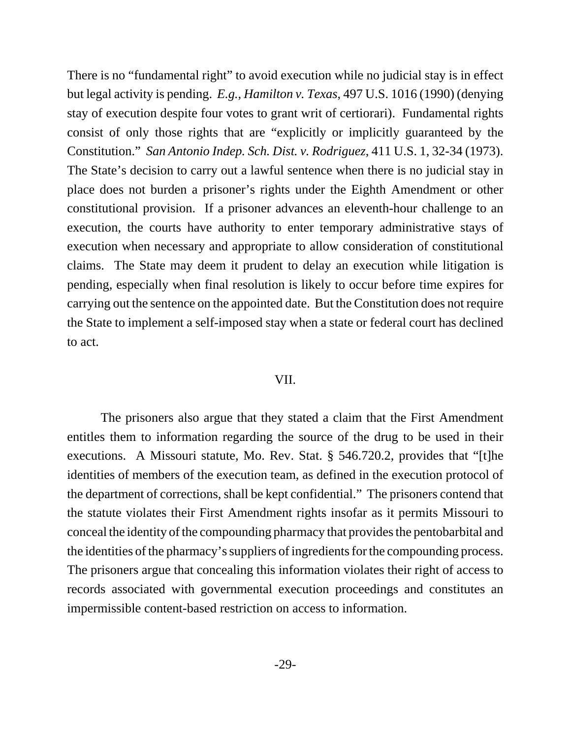There is no "fundamental right" to avoid execution while no judicial stay is in effect but legal activity is pending. *E.g.*, *Hamilton v. Texas*, 497 U.S. 1016 (1990) (denying stay of execution despite four votes to grant writ of certiorari). Fundamental rights consist of only those rights that are "explicitly or implicitly guaranteed by the Constitution." *San Antonio Indep. Sch. Dist. v. Rodriguez*, 411 U.S. 1, 32-34 (1973). The State's decision to carry out a lawful sentence when there is no judicial stay in place does not burden a prisoner's rights under the Eighth Amendment or other constitutional provision. If a prisoner advances an eleventh-hour challenge to an execution, the courts have authority to enter temporary administrative stays of execution when necessary and appropriate to allow consideration of constitutional claims. The State may deem it prudent to delay an execution while litigation is pending, especially when final resolution is likely to occur before time expires for carrying out the sentence on the appointed date. But the Constitution does not require the State to implement a self-imposed stay when a state or federal court has declined to act.

## VII.

The prisoners also argue that they stated a claim that the First Amendment entitles them to information regarding the source of the drug to be used in their executions. A Missouri statute, Mo. Rev. Stat. § 546.720.2, provides that "[t]he identities of members of the execution team, as defined in the execution protocol of the department of corrections, shall be kept confidential." The prisoners contend that the statute violates their First Amendment rights insofar as it permits Missouri to conceal the identity of the compounding pharmacy that provides the pentobarbital and the identities of the pharmacy's suppliers of ingredients for the compounding process. The prisoners argue that concealing this information violates their right of access to records associated with governmental execution proceedings and constitutes an impermissible content-based restriction on access to information.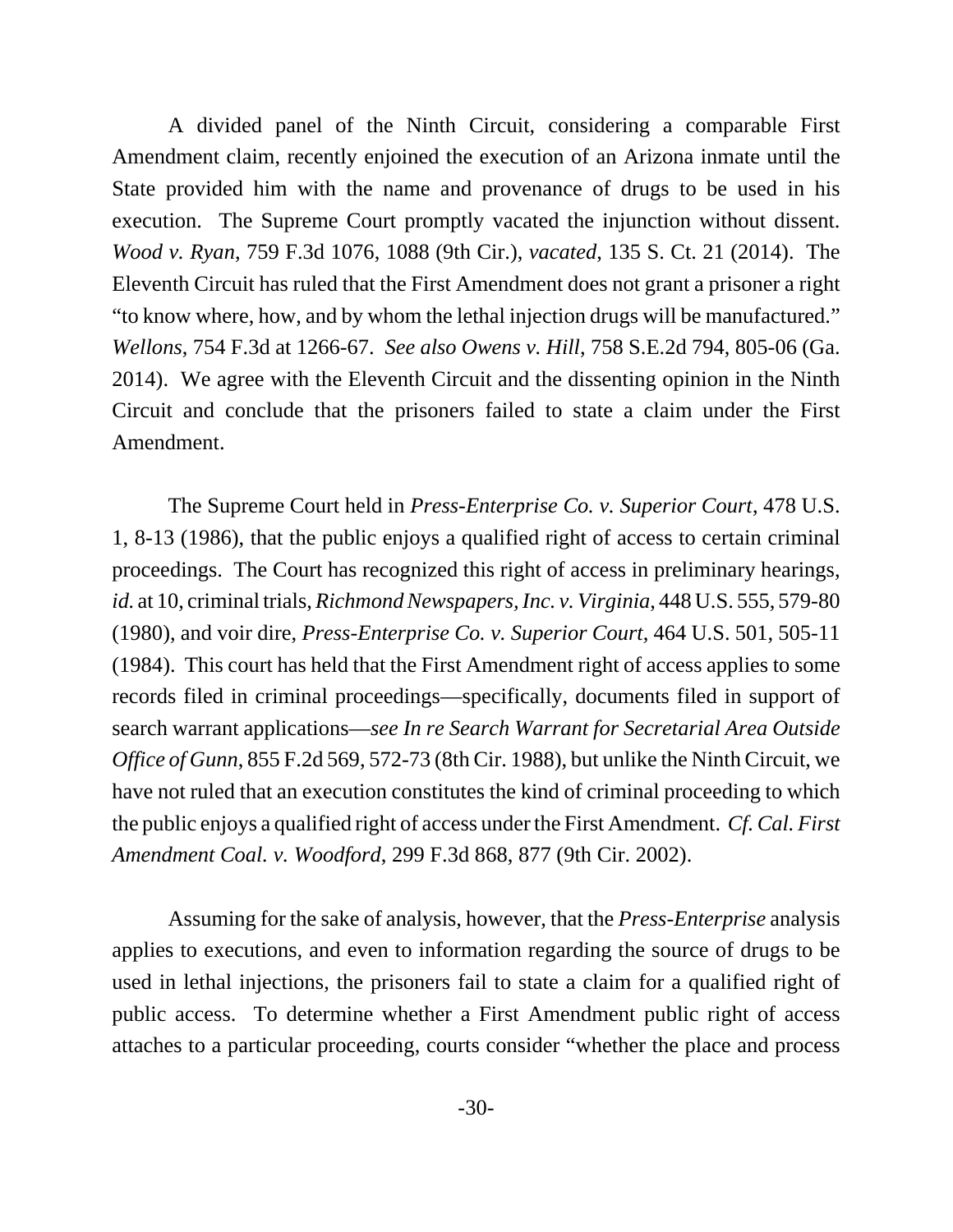A divided panel of the Ninth Circuit, considering a comparable First Amendment claim, recently enjoined the execution of an Arizona inmate until the State provided him with the name and provenance of drugs to be used in his execution. The Supreme Court promptly vacated the injunction without dissent. *Wood v. Ryan*, 759 F.3d 1076, 1088 (9th Cir.), *vacated*, 135 S. Ct. 21 (2014). The Eleventh Circuit has ruled that the First Amendment does not grant a prisoner a right "to know where, how, and by whom the lethal injection drugs will be manufactured." *Wellons*, 754 F.3d at 1266-67. *See also Owens v. Hill*, 758 S.E.2d 794, 805-06 (Ga. 2014). We agree with the Eleventh Circuit and the dissenting opinion in the Ninth Circuit and conclude that the prisoners failed to state a claim under the First Amendment.

The Supreme Court held in *Press-Enterprise Co. v. Superior Court*, 478 U.S. 1, 8-13 (1986), that the public enjoys a qualified right of access to certain criminal proceedings. The Court has recognized this right of access in preliminary hearings, *id.* at 10, criminal trials, *Richmond Newspapers, Inc. v. Virginia*, 448 U.S. 555, 579-80 (1980), and voir dire, *Press-Enterprise Co. v. Superior Court*, 464 U.S. 501, 505-11 (1984). This court has held that the First Amendment right of access applies to some records filed in criminal proceedings—specifically, documents filed in support of search warrant applications—*see In re Search Warrant for Secretarial Area Outside Office of Gunn*, 855 F.2d 569, 572-73 (8th Cir. 1988), but unlike the Ninth Circuit, we have not ruled that an execution constitutes the kind of criminal proceeding to which the public enjoys a qualified right of access under the First Amendment. *Cf. Cal. First Amendment Coal. v. Woodford*, 299 F.3d 868, 877 (9th Cir. 2002).

Assuming for the sake of analysis, however, that the *Press-Enterprise* analysis applies to executions, and even to information regarding the source of drugs to be used in lethal injections, the prisoners fail to state a claim for a qualified right of public access. To determine whether a First Amendment public right of access attaches to a particular proceeding, courts consider "whether the place and process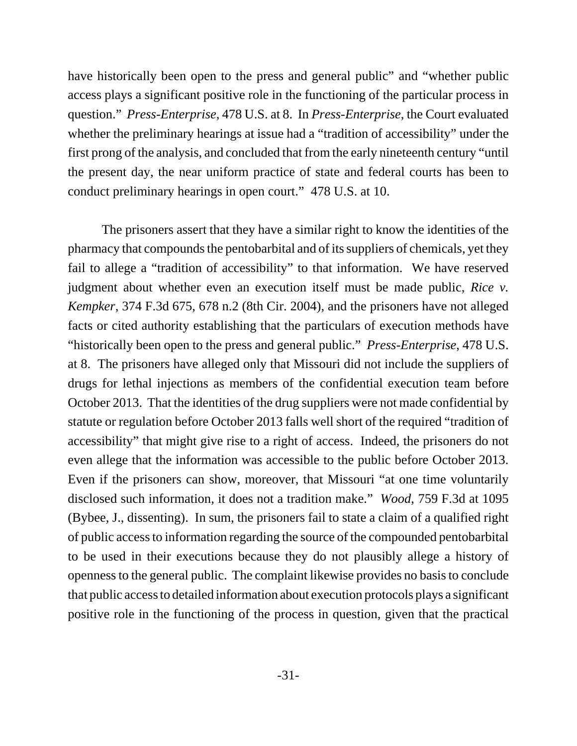have historically been open to the press and general public" and "whether public access plays a significant positive role in the functioning of the particular process in question." *Press-Enterprise*, 478 U.S. at 8. In *Press-Enterprise*, the Court evaluated whether the preliminary hearings at issue had a "tradition of accessibility" under the first prong of the analysis, and concluded that from the early nineteenth century "until the present day, the near uniform practice of state and federal courts has been to conduct preliminary hearings in open court." 478 U.S. at 10.

The prisoners assert that they have a similar right to know the identities of the pharmacy that compounds the pentobarbital and of its suppliers of chemicals, yet they fail to allege a "tradition of accessibility" to that information. We have reserved judgment about whether even an execution itself must be made public, *Rice v. Kempker*, 374 F.3d 675, 678 n.2 (8th Cir. 2004), and the prisoners have not alleged facts or cited authority establishing that the particulars of execution methods have "historically been open to the press and general public." *Press-Enterprise*, 478 U.S. at 8. The prisoners have alleged only that Missouri did not include the suppliers of drugs for lethal injections as members of the confidential execution team before October 2013. That the identities of the drug suppliers were not made confidential by statute or regulation before October 2013 falls well short of the required "tradition of accessibility" that might give rise to a right of access. Indeed, the prisoners do not even allege that the information was accessible to the public before October 2013. Even if the prisoners can show, moreover, that Missouri "at one time voluntarily disclosed such information, it does not a tradition make." *Wood*, 759 F.3d at 1095 (Bybee, J., dissenting). In sum, the prisoners fail to state a claim of a qualified right of public access to information regarding the source of the compounded pentobarbital to be used in their executions because they do not plausibly allege a history of openness to the general public. The complaint likewise provides no basis to conclude that public access to detailed information about execution protocols plays a significant positive role in the functioning of the process in question, given that the practical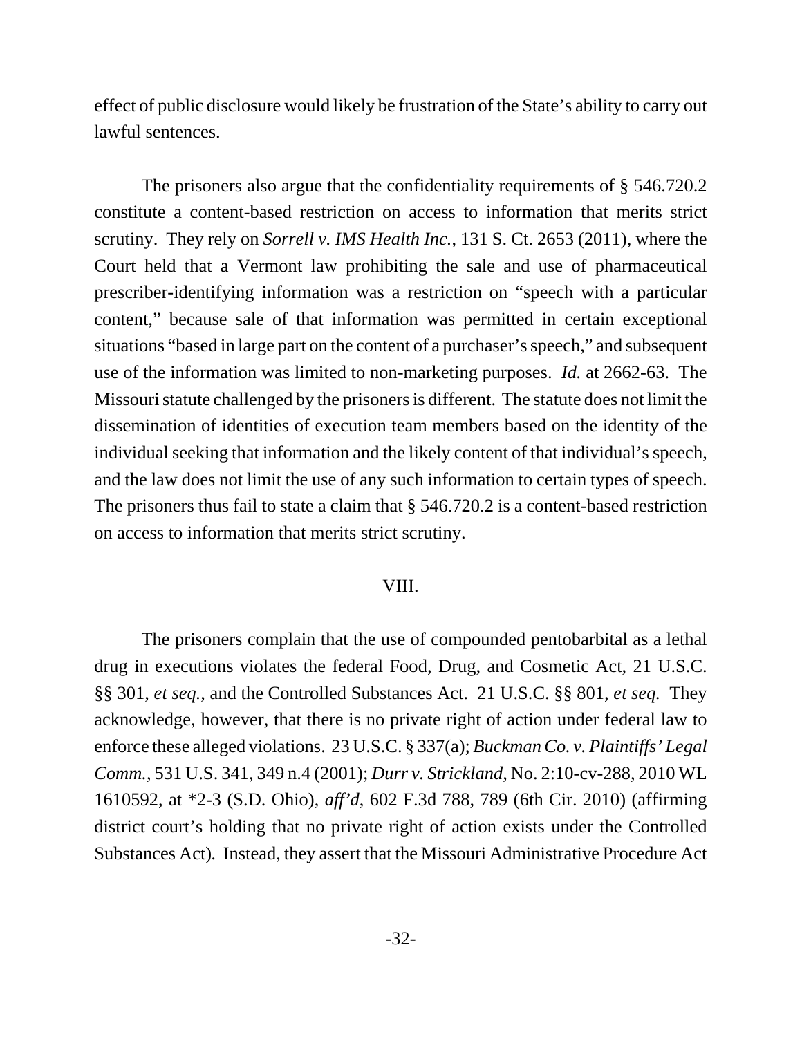effect of public disclosure would likely be frustration of the State's ability to carry out lawful sentences.

The prisoners also argue that the confidentiality requirements of § 546.720.2 constitute a content-based restriction on access to information that merits strict scrutiny. They rely on *Sorrell v. IMS Health Inc.*, 131 S. Ct. 2653 (2011), where the Court held that a Vermont law prohibiting the sale and use of pharmaceutical prescriber-identifying information was a restriction on "speech with a particular content," because sale of that information was permitted in certain exceptional situations "based in large part on the content of a purchaser's speech," and subsequent use of the information was limited to non-marketing purposes. *Id.* at 2662-63. The Missouri statute challenged by the prisoners is different. The statute does not limit the dissemination of identities of execution team members based on the identity of the individual seeking that information and the likely content of that individual's speech, and the law does not limit the use of any such information to certain types of speech. The prisoners thus fail to state a claim that § 546.720.2 is a content-based restriction on access to information that merits strict scrutiny.

## VIII.

The prisoners complain that the use of compounded pentobarbital as a lethal drug in executions violates the federal Food, Drug, and Cosmetic Act, 21 U.S.C. §§ 301, *et seq.*, and the Controlled Substances Act. 21 U.S.C. §§ 801, *et seq.* They acknowledge, however, that there is no private right of action under federal law to enforce these alleged violations. 23 U.S.C. § 337(a); *Buckman Co. v. Plaintiffs' Legal Comm.*, 531 U.S. 341, 349 n.4 (2001); *Durr v. Strickland*, No. 2:10-cv-288, 2010 WL 1610592, at *2-3 (S.D. Ohio), *aff'd*, 602 F.3d 788, 789 (6th Cir. 2010) (affirming district court's holding that no private right of action exists under the Controlled Substances Act). Instead, they assert that the Missouri Administrative Procedure Act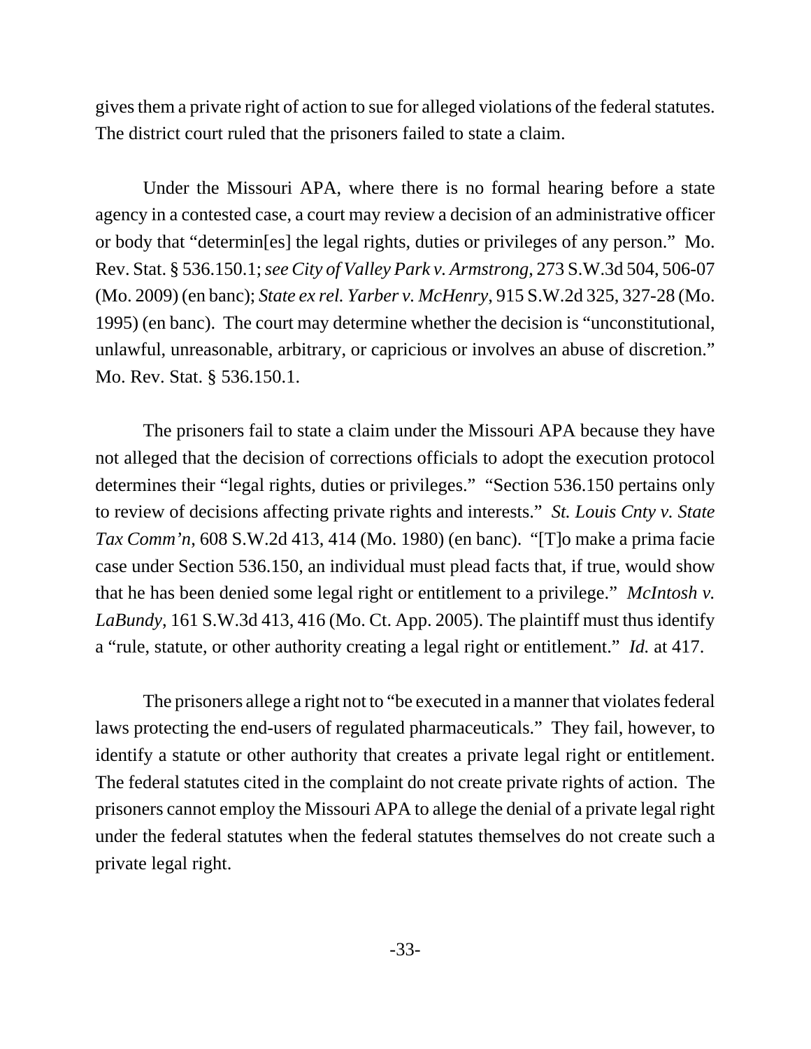gives them a private right of action to sue for alleged violations of the federal statutes. The district court ruled that the prisoners failed to state a claim.

Under the Missouri APA, where there is no formal hearing before a state agency in a contested case, a court may review a decision of an administrative officer or body that "determin[es] the legal rights, duties or privileges of any person." Mo. Rev. Stat. § 536.150.1; *see City of Valley Park v. Armstrong*, 273 S.W.3d 504, 506-07 (Mo. 2009) (en banc); *State ex rel. Yarber v. McHenry*, 915 S.W.2d 325, 327-28 (Mo. 1995) (en banc). The court may determine whether the decision is "unconstitutional, unlawful, unreasonable, arbitrary, or capricious or involves an abuse of discretion." Mo. Rev. Stat. § 536.150.1.

The prisoners fail to state a claim under the Missouri APA because they have not alleged that the decision of corrections officials to adopt the execution protocol determines their "legal rights, duties or privileges." "Section 536.150 pertains only to review of decisions affecting private rights and interests." *St. Louis Cnty v. State Tax Comm'n*, 608 S.W.2d 413, 414 (Mo. 1980) (en banc). "[T]o make a prima facie case under Section 536.150, an individual must plead facts that, if true, would show that he has been denied legal right or entitlement to a privilege." *McIntosh v. LaBundy*, 161 S.W.3d 413, 416 (Mo. Ct. App. 2005). The plaintiff must thus identify a "rule, statute, or other authority creating a legal right or entitlement." *Id.* at 417.

The prisoners allege a right not to "be executed in a manner that violates federal laws protecting the end-users of regulated pharmaceuticals." They fail, however, to identify a statute or other authority that creates a private legal right or entitlement. The federal statutes cited in the complaint do not create private rights of action. The prisoners cannot employ the Missouri APA to allege the denial of a private legal right under the federal statutes when the federal statutes themselves do not create such a private legal right.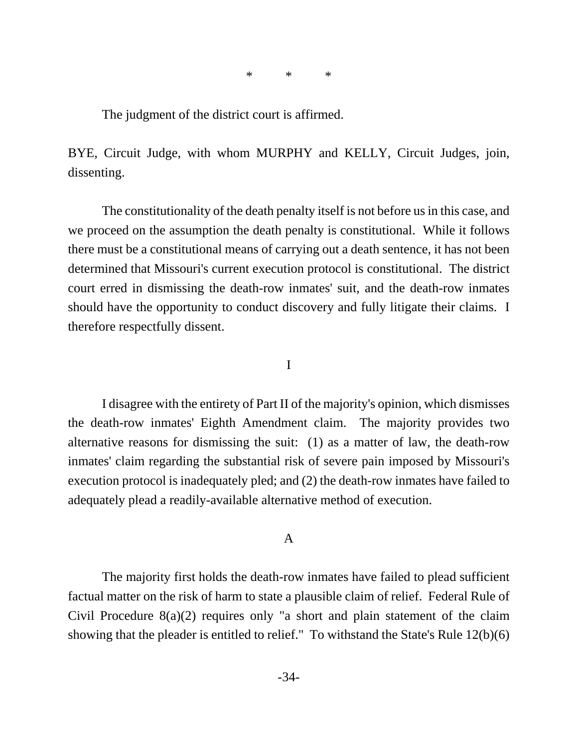\*       \*       \*

The judgment of the district court is affirmed.

BYE, Circuit Judge, with whom MURPHY and KELLY, Circuit Judges, join, dissenting.

The constitutionality of the death penalty itself is not before us in this case, and we proceed on the assumption the death penalty is constitutional. While it follows there must be a constitutional means of carrying out a death sentence, it has not been determined that Missouri's current execution protocol is constitutional. The district court erred in dismissing the death-row inmates' suit, and the death-row inmates should have the opportunity to conduct discovery and fully litigate their claims. I therefore respectfully dissent.

## I

I disagree with the entirety of Part II of the majority's opinion, which dismisses the death-row inmates' Eighth Amendment claim. The majority provides two alternative reasons for dismissing the suit: (1) as a matter of law, the death-row inmates' claim regarding the substantial risk of severe pain imposed by Missouri's execution protocol is inadequately pled; and (2) the death-row inmates have failed to adequately plead a readily-available alternative method of execution.

### A

The majority first holds the death-row inmates have failed to plead sufficient factual matter on the risk of harm to state a plausible claim of relief. Federal Rule of Civil Procedure 8(a)(2) requires only "a short and plain statement of the claim showing that the pleader is entitled to relief." To withstand the State's Rule 12(b)(6)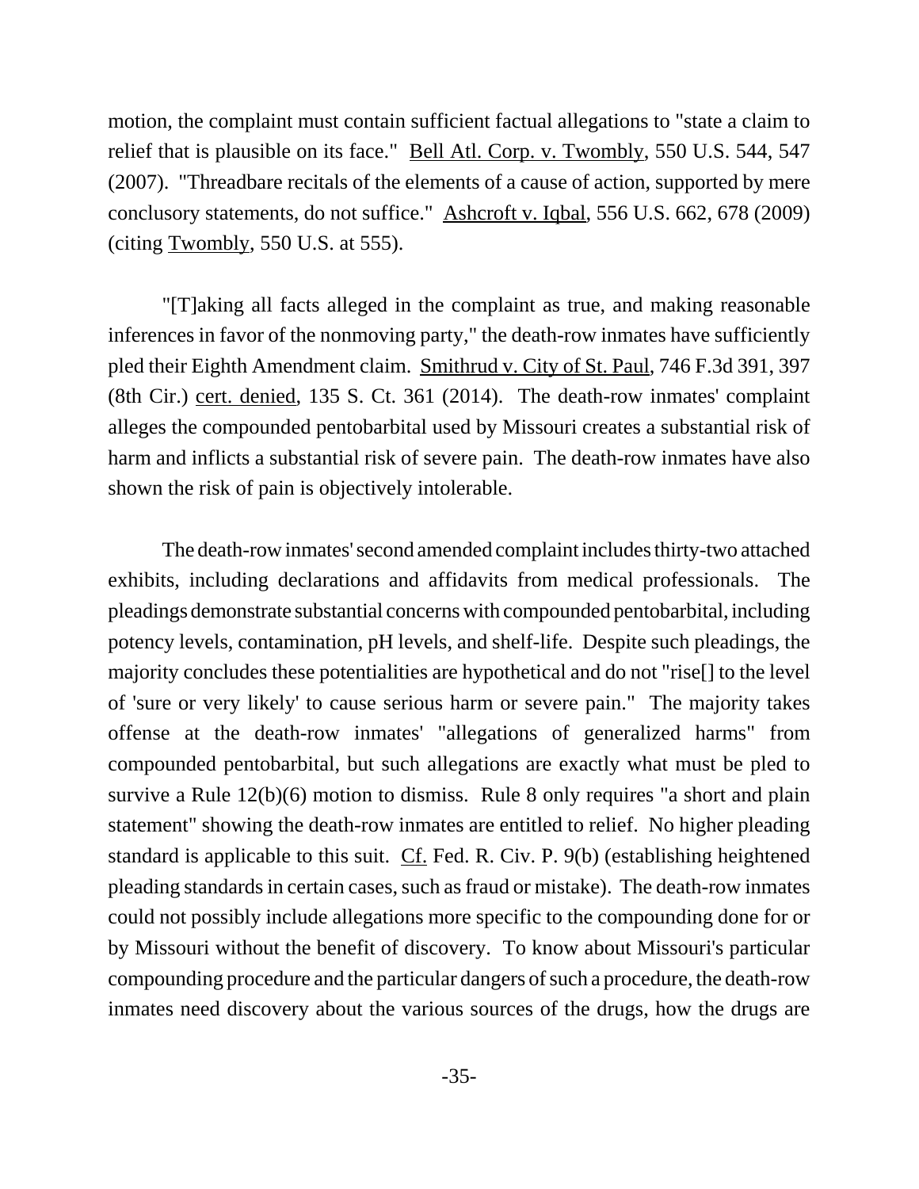motion, the complaint must contain sufficient factual allegations to "state a claim to relief that is plausible on its face." Bell Atl. Corp. v. Twombly, 550 U.S. 544, 547 (2007). "Threadbare recitals of the elements of a cause of action, supported by mere conclusory statements, do not suffice." Ashcroft v. Iqbal, 556 U.S. 662, 678 (2009) (citing Twombly, 550 U.S. at 555).

"[T]aking all facts alleged in the complaint as true, and making reasonable inferences in favor of the nonmoving party," the death-row inmates have sufficiently pled their Eighth Amendment claim. Smithrud v. City of St. Paul, 746 F.3d 391, 397 (8th Cir.) cert. denied, 135 S. Ct. 361 (2014). The death-row inmates' complaint alleges the compounded pentobarbital used by Missouri creates a substantial risk of harm and inflicts a substantial risk of severe pain. The death-row inmates have also shown the risk of pain is objectively intolerable.

The death-row inmates' second amended complaint includes thirty-two attached exhibits, including declarations and affidavits from medical professionals. The pleadings demonstrate substantial concerns with compounded pentobarbital, including potency levels, contamination, pH levels, and shelf-life. Despite such pleadings, the majority concludes these potentialities are hypothetical and do not "rise[] to the level of 'sure or very likely' to cause serious harm or severe pain." The majority takes offense at the death-row inmates' "allegations of generalized harms" from compounded pentobarbital, but such allegations are exactly what must be pled to survive a Rule 12(b)(6) motion to dismiss. Rule 8 only requires "a short and plain statement" showing the death-row inmates are entitled to relief. No higher pleading standard is applicable to this suit. Cf. Fed. R. Civ. P. 9(b) (establishing heightened pleading standards in certain cases, such as fraud or mistake). The death-row inmates could not possibly include allegations more specific to the compounding done for or by Missouri without the benefit of discovery. To know about Missouri's particular compounding procedure and the particular dangers of such a procedure, the death-row inmates need discovery about the various sources of the drugs, how the drugs are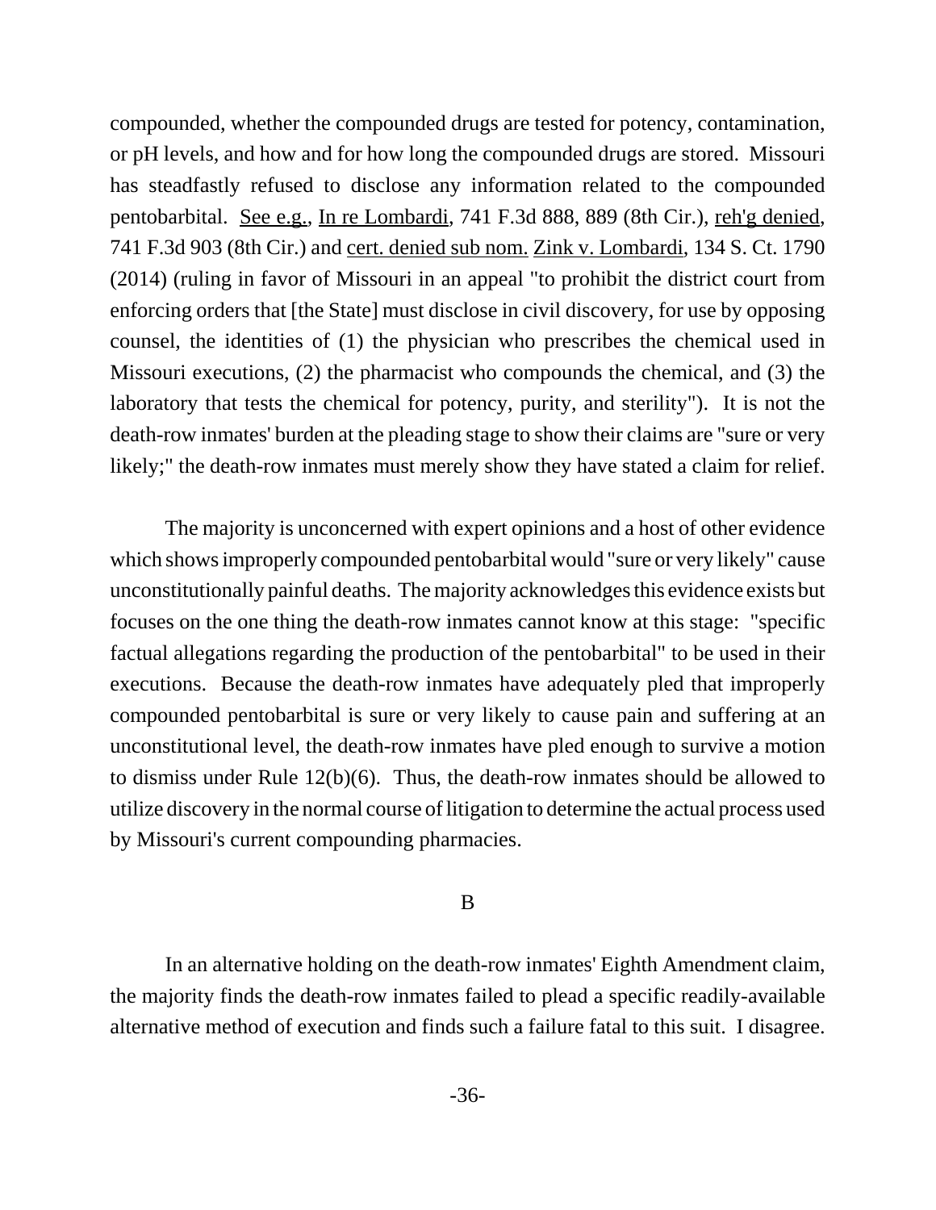compounded, whether the compounded drugs are tested for potency, contamination, or pH levels, and how and for how long the compounded drugs are stored. Missouri has steadfastly refused to disclose any information related to the compounded pentobarbital. See e.g., In re Lombardi, 741 F.3d 888, 889 (8th Cir.), reh'g denied, 741 F.3d 903 (8th Cir.) and cert. denied sub nom. Zink v. Lombardi, 134 S. Ct. 1790 (2014) (ruling in favor of Missouri in an appeal "to prohibit the district court from enforcing orders that [the State] must disclose in civil discovery, for use by opposing counsel, the identities of (1) the physician who prescribes the chemical used in Missouri executions, (2) the pharmacist who compounds the chemical, and (3) the laboratory that tests the chemical for potency, purity, and sterility"). It is not the death-row inmates' burden at the pleading stage to show their claims are "sure or very likely;" the death-row inmates must merely show they have stated a claim for relief.

The majority is unconcerned with expert opinions and a host of other evidence which shows improperly compounded pentobarbital would "sure or very likely" cause unconstitutionally painful deaths. The majority acknowledges this evidence exists but focuses on the one thing the death-row inmates cannot know at this stage: "specific factual allegations regarding the production of the pentobarbital" to be used in their executions. Because the death-row inmates have adequately pled that improperly compounded pentobarbital is sure or very likely to cause pain and suffering at an unconstitutional level, the death-row inmates have pled enough to survive a motion to dismiss under Rule 12(b)(6). Thus, the death-row inmates should be allowed to utilize discovery in the normal course of litigation to determine the actual process used by Missouri's current compounding pharmacies.

B

In an alternative holding on the death-row inmates' Eighth Amendment claim, the majority finds the death-row inmates failed to plead a specific readily-available alternative method of execution and finds such a failure fatal to this suit. I disagree.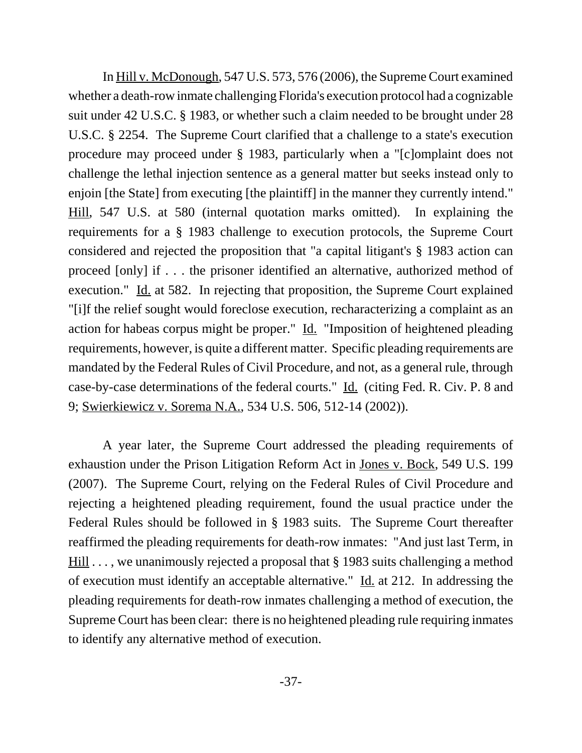In Hill v. McDonough, 547 U.S. 573, 576 (2006), the Supreme Court examined whether a death-row inmate challenging Florida's execution protocol had a cognizable suit under 42 U.S.C. § 1983, or whether such a claim needed to be brought under 28 U.S.C. § 2254. The Supreme Court clarified that a challenge to a state's execution procedure may proceed under § 1983, particularly when a "[c]omplaint does not challenge the lethal injection sentence as a general matter but seeks instead only to enjoin [the State] from executing [the plaintiff] in the manner they currently intend." Hill, 547 U.S. at 580 (internal quotation marks omitted). In explaining the requirements for a § 1983 challenge to execution protocols, the Supreme Court considered and rejected the proposition that "a capital litigant's § 1983 action can proceed [only] if . . . the prisoner identified an alternative, authorized method of execution." Id. at 582. In rejecting that proposition, the Supreme Court explained "[i]f the relief sought would foreclose execution, recharacterizing a complaint as an action for habeas corpus might be proper." Id. "Imposition of heightened pleading requirements, however, is quite a different matter. Specific pleading requirements are mandated by the Federal Rules of Civil Procedure, and not, as a general rule, through case-by-case determinations of the federal courts." Id. (citing Fed. R. Civ. P. 8 and 9; Swierkiewicz v. Sorema N.A., 534 U.S. 506, 512-14 (2002)).

A year later, the Supreme Court addressed the pleading requirements of exhaustion under the Prison Litigation Reform Act in Jones v. Bock, 549 U.S. 199 (2007). The Supreme Court, relying on the Federal Rules of Civil Procedure and rejecting a heightened pleading requirement, found the usual practice under the Federal Rules should be followed in § 1983 suits. The Supreme Court thereafter reaffirmed the pleading requirements for death-row inmates: "And just last Term, in Hill . . . , we unanimously rejected a proposal that § 1983 suits challenging a method of execution must identify an acceptable alternative." Id. at 212. In addressing the pleading requirements for death-row inmates challenging a method of execution, the Supreme Court has been clear: there is no heightened pleading rule requiring inmates to identify any alternative method of execution.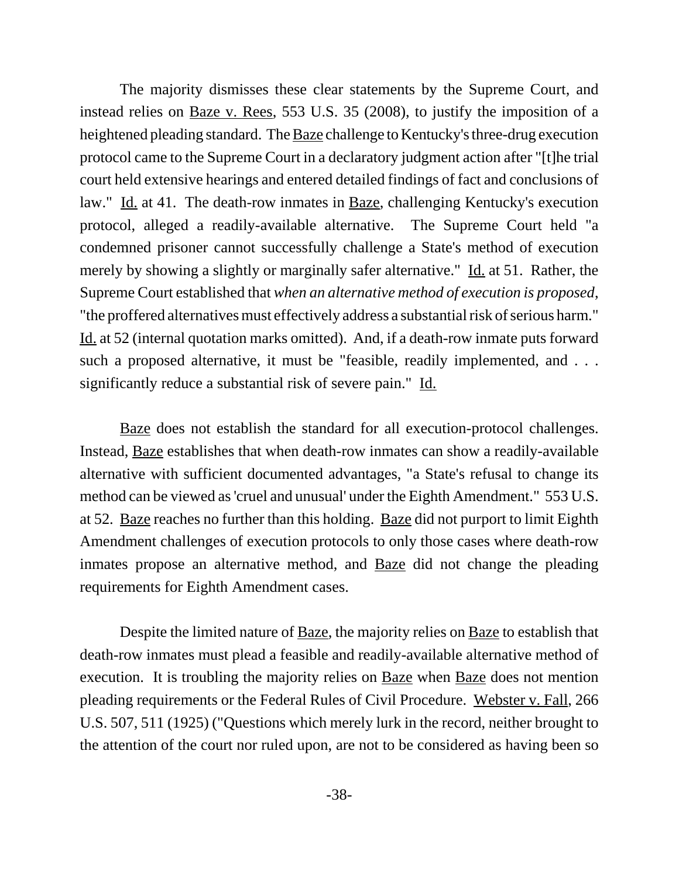The majority dismisses these clear statements by the Supreme Court, and instead relies on Baze v. Rees, 553 U.S. 35 (2008), to justify the imposition of a heightened pleading standard. The Baze challenge to Kentucky's three-drug execution protocol came to the Supreme Court in a declaratory judgment action after "[t]he trial court held extensive hearings and entered detailed findings of fact and conclusions of law." Id. at 41. The death-row inmates in Baze, challenging Kentucky's execution protocol, alleged a readily-available alternative. The Supreme Court held "a condemned prisoner cannot successfully challenge a State's method of execution merely by showing a slightly or marginally safer alternative." Id. at 51. Rather, the Supreme Court established that *when an alternative method of execution is proposed*, "the proffered alternatives must effectively address a substantial risk of serious harm." Id. at 52 (internal quotation marks omitted). And, if a death-row inmate puts forward such a proposed alternative, it must be "feasible, readily implemented, and . . . significantly reduce a substantial risk of severe pain." Id.

Baze does not establish the standard for all execution-protocol challenges. Instead, Baze establishes that when death-row inmates can show a readily-available alternative with sufficient documented advantages, "a State's refusal to change its method can be viewed as 'cruel and unusual' under the Eighth Amendment." 553 U.S. at 52. Baze reaches no further than this holding. Baze did not purport to limit Eighth Amendment challenges of execution protocols to only those cases where death-row inmates propose an alternative method, and Baze did not change the pleading requirements for Eighth Amendment cases.

Despite the limited nature of Baze, the majority relies on Baze to establish that death-row inmates must plead a feasible and readily-available alternative method of execution. It is troubling the majority relies on Baze when Baze does not mention pleading requirements or the Federal Rules of Civil Procedure. Webster v. Fall, 266 U.S. 507, 511 (1925) ("Questions which merely lurk in the record, neither brought to the attention of the court nor ruled upon, are not to be considered as having been so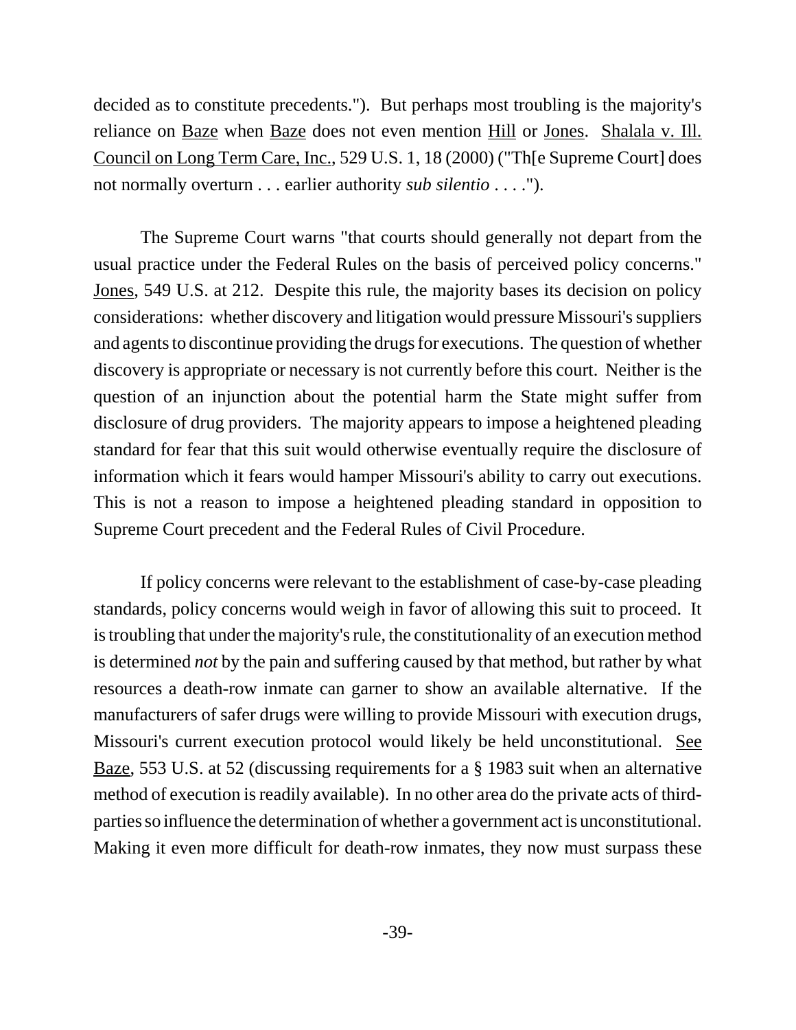decided as to constitute precedents."). But perhaps most troubling is the majority's reliance on Baze when Baze does not even mention Hill or Jones. Shalala v. Ill. Council on Long Term Care, Inc., 529 U.S. 1, 18 (2000) ("Th[e Supreme Court] does not normally overturn . . . earlier authority *sub silentio* . . . .").

The Supreme Court warns "that courts should generally not depart from the usual practice under the Federal Rules on the basis of perceived policy concerns." Jones, 549 U.S. at 212. Despite this rule, the majority bases its decision on policy considerations: whether discovery and litigation would pressure Missouri's suppliers and agents to discontinue providing the drugs for executions. The question of whether discovery is appropriate or necessary is not currently before this court. Neither is the question of an injunction about the potential harm the State might suffer from disclosure of drug providers. The majority appears to impose a heightened pleading standard for fear that this suit would otherwise eventually require the disclosure of information which it fears would hamper Missouri's ability to carry out executions. This is not a reason to impose a heightened pleading standard in opposition to Supreme Court precedent and the Federal Rules of Civil Procedure.

If policy concerns were relevant to the establishment of case-by-case pleading standards, policy concerns would weigh in favor of allowing this suit to proceed. It is troubling that under the majority's rule, the constitutionality of an execution method is determined *not* by the pain and suffering caused by that method, but rather by what resources a death-row inmate can garner to show an available alternative. If the manufacturers of safer drugs were willing to provide Missouri with execution drugs, Missouri's current execution protocol would likely be held unconstitutional. See Baze, 553 U.S. at 52 (discussing requirements for a § 1983 suit when an alternative method of execution is readily available). In no other area do the private acts of third-parties so influence the determination of whether a government act is unconstitutional. Making it even more difficult for death-row inmates, they now must surpass these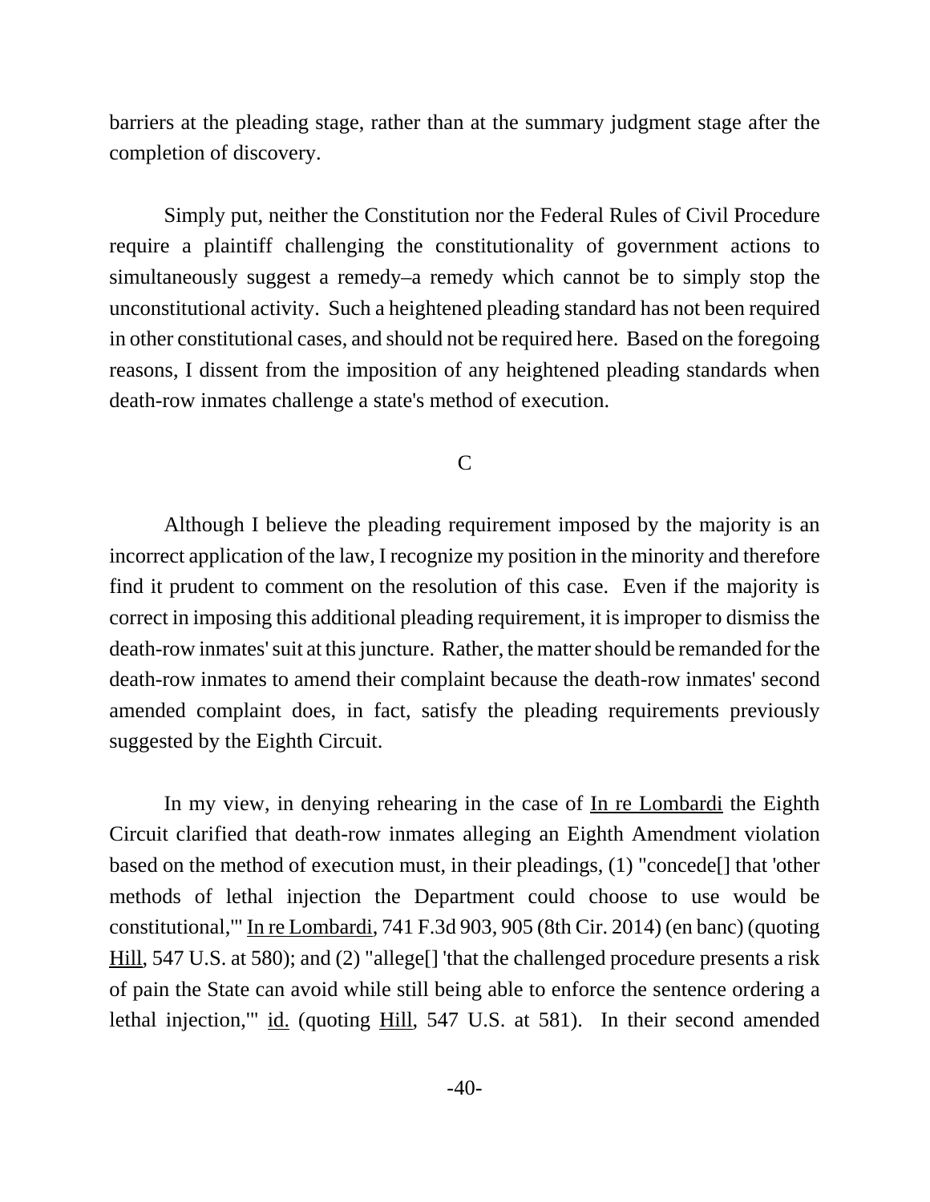barriers at the pleading stage, rather than at the summary judgment stage after the completion of discovery.

Simply put, neither the Constitution nor the Federal Rules of Civil Procedure require a plaintiff challenging the constitutionality of government actions to simultaneously suggest a remedy–a remedy which cannot be to simply stop the unconstitutional activity. Such a heightened pleading standard has not been required in other constitutional cases, and should not be required here. Based on the foregoing reasons, I dissent from the imposition of any heightened pleading standards when death-row inmates challenge a state's method of execution.

C

Although I believe the pleading requirement imposed by the majority is an incorrect application of the law, I recognize my position in the minority and therefore find it prudent to comment on the resolution of this case. Even if the majority is correct in imposing this additional pleading requirement, it is improper to dismiss the death-row inmates' suit at this juncture. Rather, the matter should be remanded for the death-row inmates to amend their complaint because the death-row inmates' second amended complaint does, in fact, satisfy the pleading requirements previously suggested by the Eighth Circuit.

In my view, in denying rehearing in the case of <u>In re Lombardi</u> the Eighth Circuit clarified that death-row inmates alleging an Eighth Amendment violation based on the method of execution must, in their pleadings, (1) "concede[] that 'other methods of lethal injection the Department could choose to use would be constitutional,'" <u>In re Lombardi</u>, 741 F.3d 903, 905 (8th Cir. 2014) (en banc) (quoting <u>Hill</u>, 547 U.S. at 580); and (2) "allege[] 'that the challenged procedure presents a risk of pain the State can avoid while still being able to enforce the sentence ordering a lethal injection,'" <u>id.</u> (quoting <u>Hill</u>, 547 U.S. at 581). In their second amended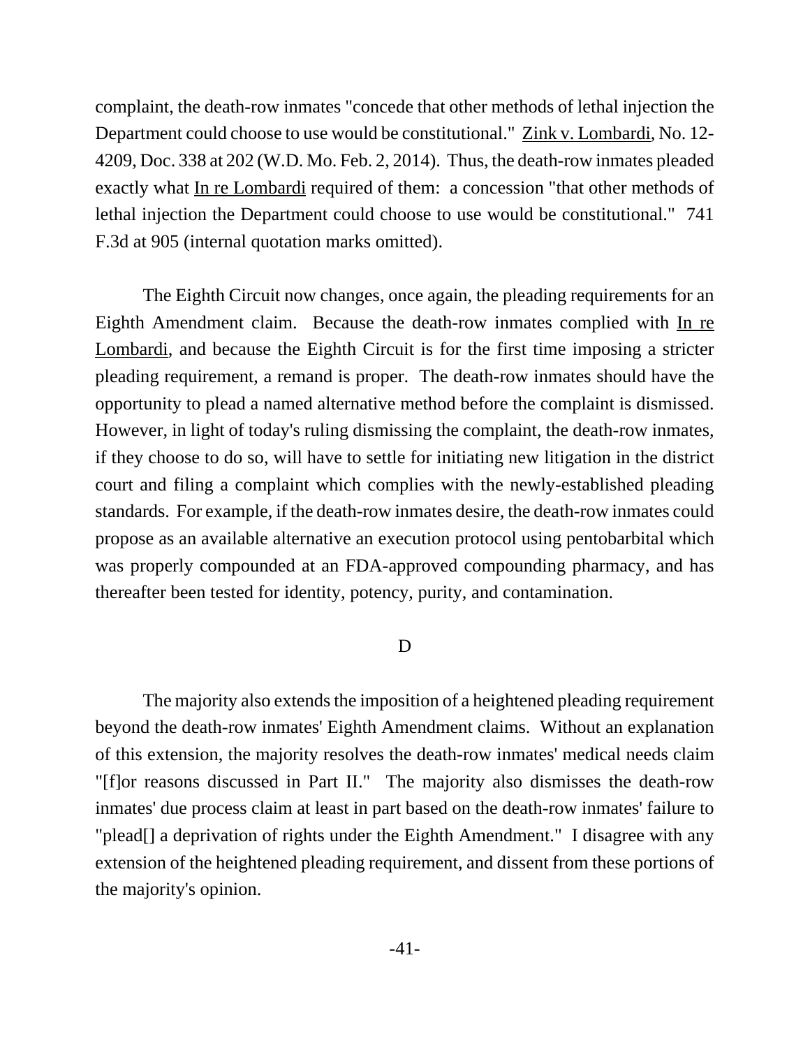complaint, the death-row inmates "concede that other methods of lethal injection the Department could choose to use would be constitutional." Zink v. Lombardi, No. 12-4209, Doc. 338 at 202 (W.D. Mo. Feb. 2, 2014). Thus, the death-row inmates pleaded exactly what In re Lombardi required of them: a concession "that other methods of lethal injection the Department could choose to use would be constitutional." 741 F.3d at 905 (internal quotation marks omitted).

The Eighth Circuit now changes, once again, the pleading requirements for an Eighth Amendment claim. Because the death-row inmates complied with In re Lombardi, and because the Eighth Circuit is for the first time imposing a stricter pleading requirement, a remand is proper. The death-row inmates should have the opportunity to plead a named alternative method before the complaint is dismissed. However, in light of today's ruling dismissing the complaint, the death-row inmates, if they choose to do so, will have to settle for initiating new litigation in the district court and filing a complaint which complies with the newly-established pleading standards. For example, if the death-row inmates desire, the death-row inmates could propose as an available alternative an execution protocol using pentobarbital which was properly compounded at an FDA-approved compounding pharmacy, and has thereafter been tested for identity, potency, purity, and contamination.

D

The majority also extends the imposition of a heightened pleading requirement beyond the death-row inmates' Eighth Amendment claims. Without an explanation of this extension, the majority resolves the death-row inmates' medical needs claim "[f]or reasons discussed in Part II." The majority also dismisses the death-row inmates' due process claim at least in part based on the death-row inmates' failure to "plead[] a deprivation of rights under the Eighth Amendment." I disagree with any extension of the heightened pleading requirement, and dissent from these portions of the majority's opinion.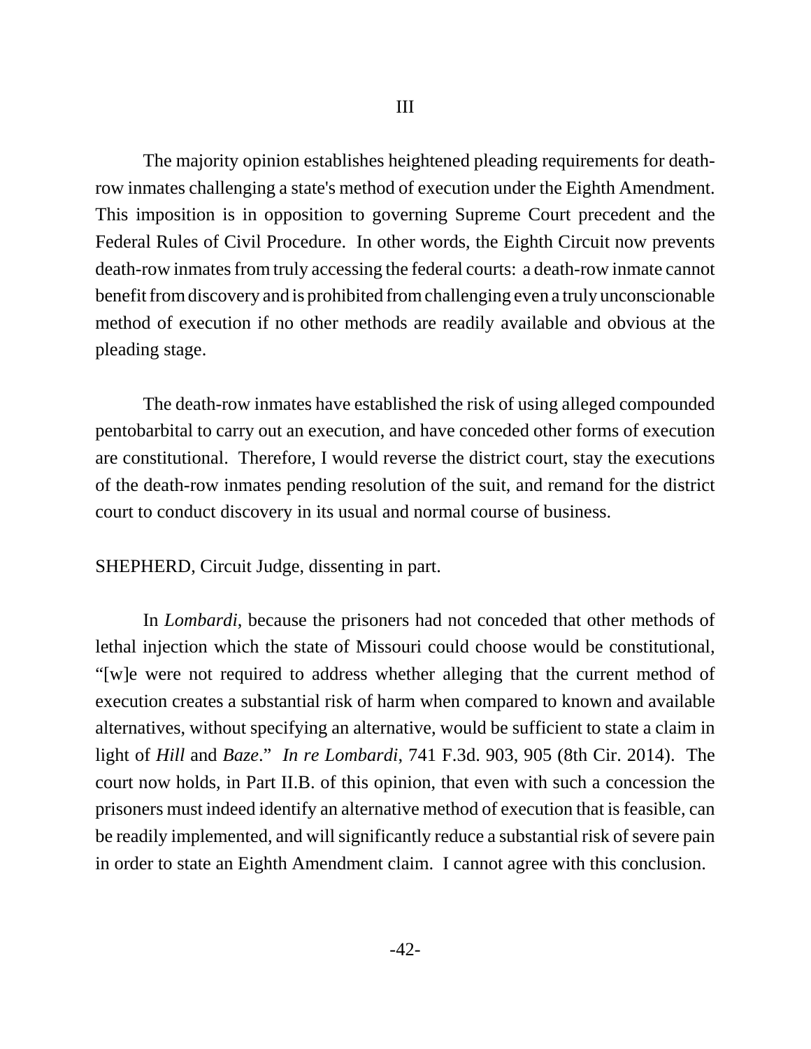## III

The majority opinion establishes heightened pleading requirements for death-row inmates challenging a state's method of execution under the Eighth Amendment. This imposition is in opposition to governing Supreme Court precedent and the Federal Rules of Civil Procedure. In other words, the Eighth Circuit now prevents death-row inmates from truly accessing the federal courts: a death-row inmate cannot benefit from discovery and is prohibited from challenging even a truly unconscionable method of execution if no other methods are readily available and obvious at the pleading stage.

The death-row inmates have established the risk of using alleged compounded pentobarbital to carry out an execution, and have conceded other forms of execution are constitutional. Therefore, I would reverse the district court, stay the executions of the death-row inmates pending resolution of the suit, and remand for the district court to conduct discovery in its usual and normal course of business.

SHEPHERD, Circuit Judge, dissenting in part.

In *Lombardi*, because the prisoners had not conceded that other methods of lethal injection which the state of Missouri could choose would be constitutional, "[w]e were not required to address whether alleging that the current method of execution creates a substantial risk of harm when compared to known and available alternatives, without specifying an alternative, would be sufficient to state a claim in light of *Hill* and *Baze*." *In re Lombardi*, 741 F.3d. 903, 905 (8th Cir. 2014). The court now holds, in Part II.B. of this opinion, that even with such a concession the prisoners must indeed identify an alternative method of execution that is feasible, can be readily implemented, and will significantly reduce a substantial risk of severe pain in order to state an Eighth Amendment claim. I cannot agree with this conclusion.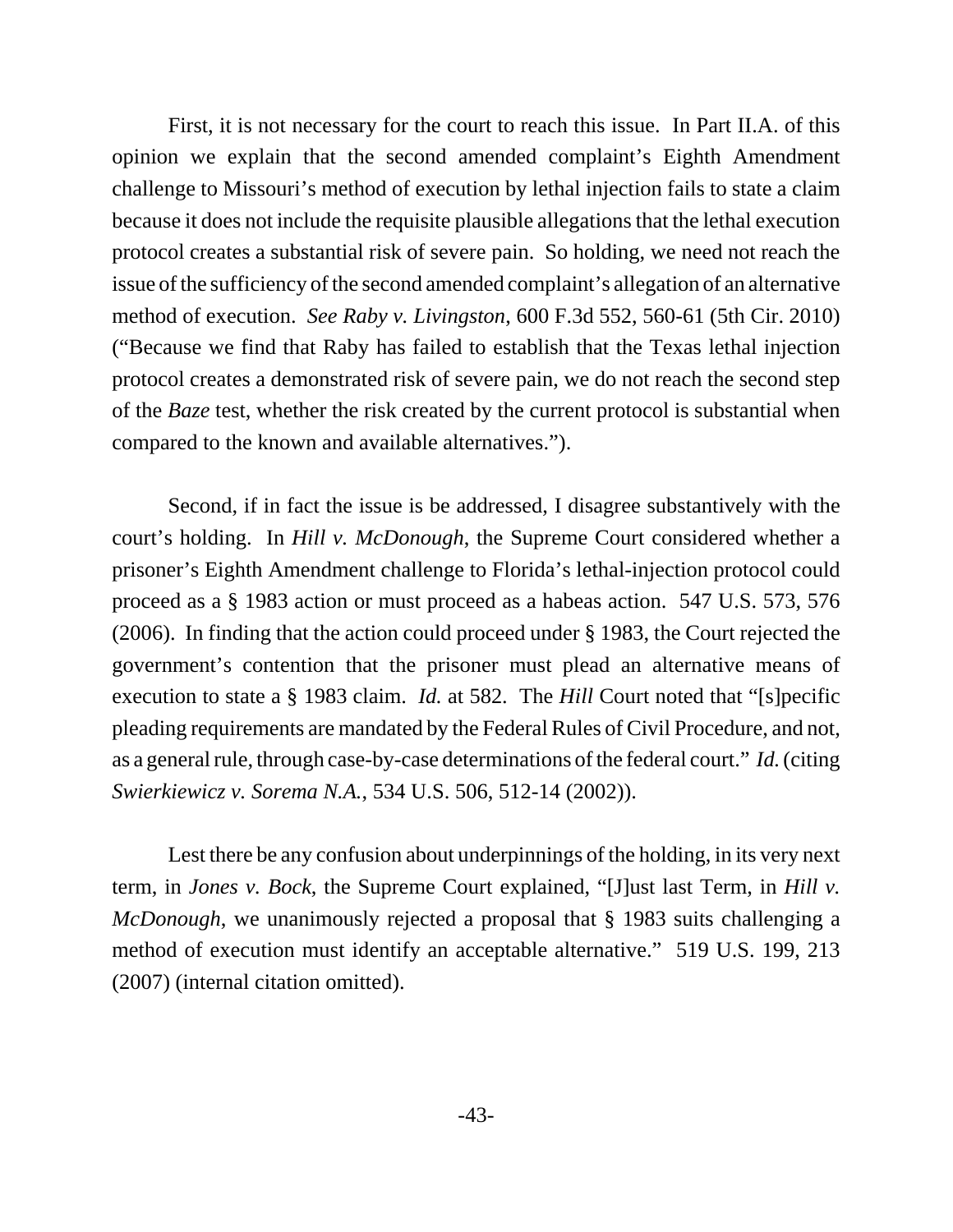First, it is not necessary for the court to reach this issue. In Part II.A. of this opinion we explain that the second amended complaint's Eighth Amendment challenge to Missouri's method of execution by lethal injection fails to state a claim because it does not include the requisite plausible allegations that the lethal execution protocol creates a substantial risk of severe pain. So holding, we need not reach the issue of the sufficiency of the second amended complaint's allegation of an alternative method of execution. *See Raby v. Livingston*, 600 F.3d 552, 560-61 (5th Cir. 2010) ("Because we find that Raby has failed to establish that the Texas lethal injection protocol creates a demonstrated risk of severe pain, we do not reach the second step of the *Baze* test, whether the risk created by the current protocol is substantial when compared to the known and available alternatives.").

Second, if in fact the issue is be addressed, I disagree substantively with the court's holding. In *Hill v. McDonough*, the Supreme Court considered whether a prisoner's Eighth Amendment challenge to Florida's lethal-injection protocol could proceed as a § 1983 action or must proceed as a habeas action. 547 U.S. 573, 576 (2006). In finding that the action could proceed under § 1983, the Court rejected the government's contention that the prisoner must plead an alternative means of execution to state a § 1983 claim. *Id.* at 582. The *Hill* Court noted that "[s]pecific pleading requirements are mandated by the Federal Rules of Civil Procedure, and not, as a general rule, through case-by-case determinations of the federal court." *Id.* (citing *Swierkiewicz v. Sorema N.A.*, 534 U.S. 506, 512-14 (2002)).

Lest there be any confusion about underpinnings of the holding, in its very next term, in *Jones v. Bock*, the Supreme Court explained, "[J]ust last Term, in *Hill v. McDonough*, we unanimously rejected a proposal that § 1983 suits challenging a method of execution must identify an acceptable alternative." 519 U.S. 199, 213 (2007) (internal citation omitted).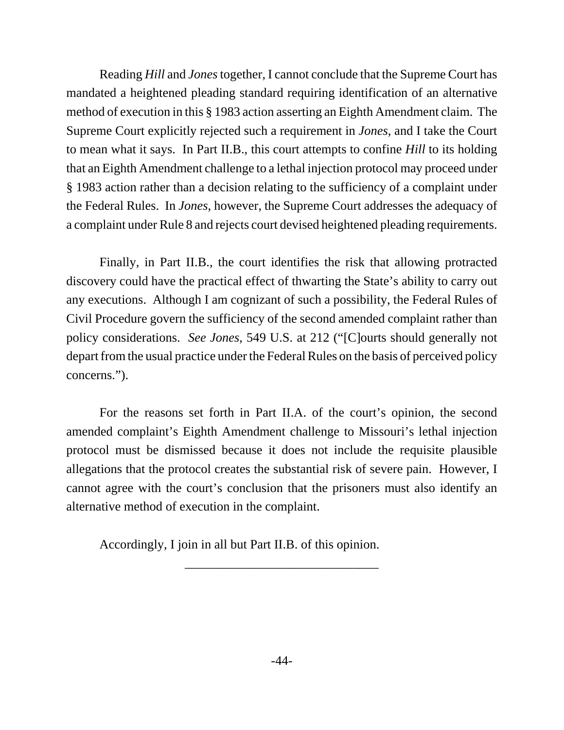Reading *Hill* and *Jones* together, I cannot conclude that the Supreme Court has mandated a heightened pleading standard requiring identification of an alternative method of execution in this § 1983 action asserting an Eighth Amendment claim. The Supreme Court explicitly rejected such a requirement in *Jones*, and I take the Court to mean what it says. In Part II.B., this court attempts to confine *Hill* to its holding that an Eighth Amendment challenge to a lethal injection protocol may proceed under § 1983 action rather than a decision relating to the sufficiency of a complaint under the Federal Rules. In *Jones*, however, the Supreme Court addresses the adequacy of a complaint under Rule 8 and rejects court devised heightened pleading requirements.

Finally, in Part II.B., the court identifies the risk that allowing protracted discovery could have the practical effect of thwarting the State's ability to carry out any executions. Although I am cognizant of such a possibility, the Federal Rules of Civil Procedure govern the sufficiency of the second amended complaint rather than policy considerations. *See Jones*, 549 U.S. at 212 ("[C]ourts should generally not depart from the usual practice under the Federal Rules on the basis of perceived policy concerns.").

For the reasons set forth in Part II.A. of the court's opinion, the second amended complaint's Eighth Amendment challenge to Missouri's lethal injection protocol must be dismissed because it does not include the requisite plausible allegations that the protocol creates the substantial risk of severe pain. However, I cannot agree with the court's conclusion that the prisoners must also identify an alternative method of execution in the complaint.

Accordingly, I join in all but Part II.B. of this opinion.

______________________________